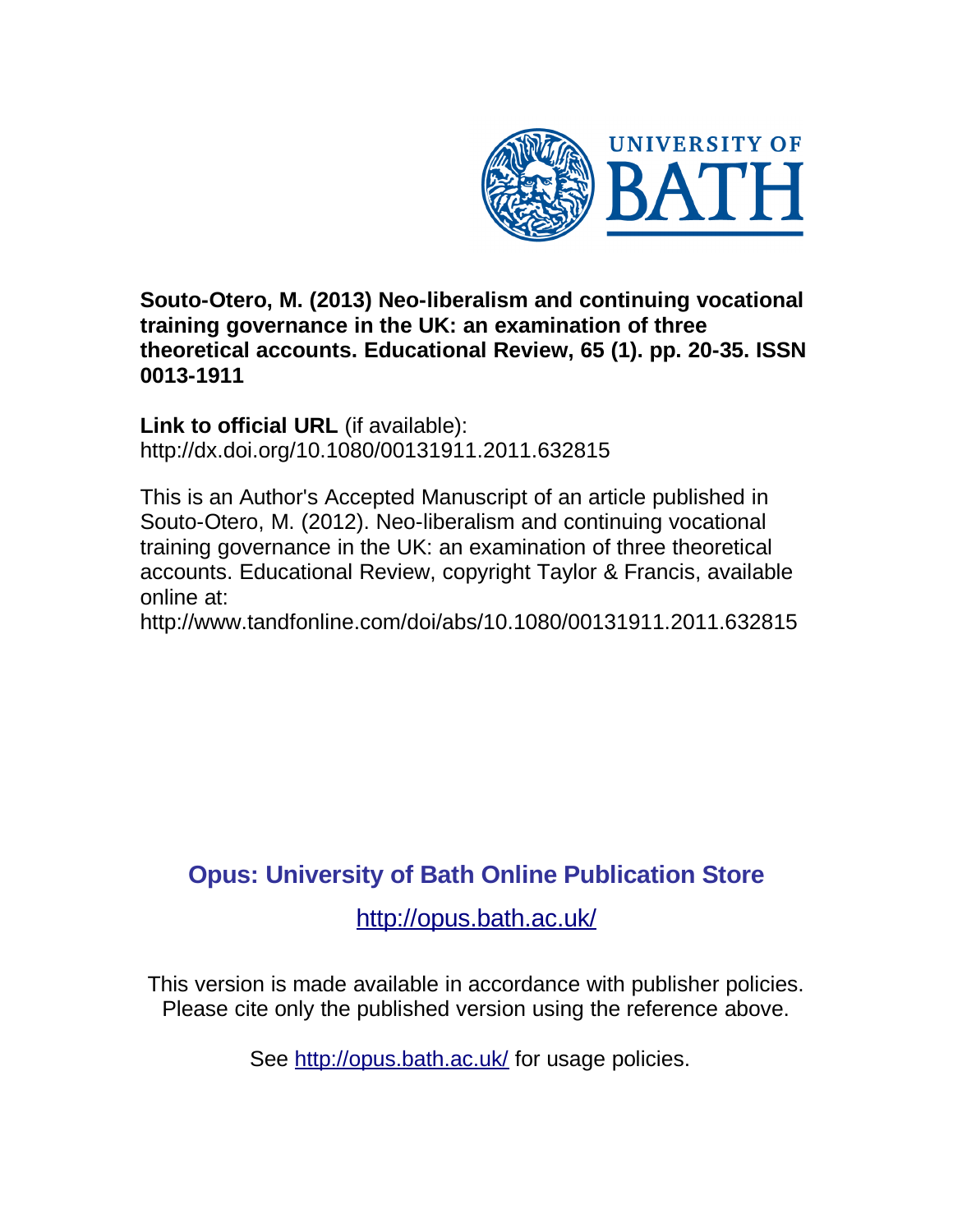UNIVERSITY OF BATH

**Souto-Otero, M. (2013) Neo-liberalism and continuing vocational training governance in the UK: an examination of three theoretical accounts. Educational Review, 65 (1). pp. 20-35. ISSN 0013-1911**

**Link to official URL** (if available):
http://dx.doi.org/10.1080/00131911.2011.632815

This is an Author's Accepted Manuscript of an article published in Souto-Otero, M. (2012). Neo-liberalism and continuing vocational training governance in the UK: an examination of three theoretical accounts. Educational Review, copyright Taylor & Francis, available online at:
http://www.tandfonline.com/doi/abs/10.1080/00131911.2011.632815

## Opus: University of Bath Online Publication Store

http://opus.bath.ac.uk/

This version is made available in accordance with publisher policies. Please cite only the published version using the reference above.

See http://opus.bath.ac.uk/ for usage policies.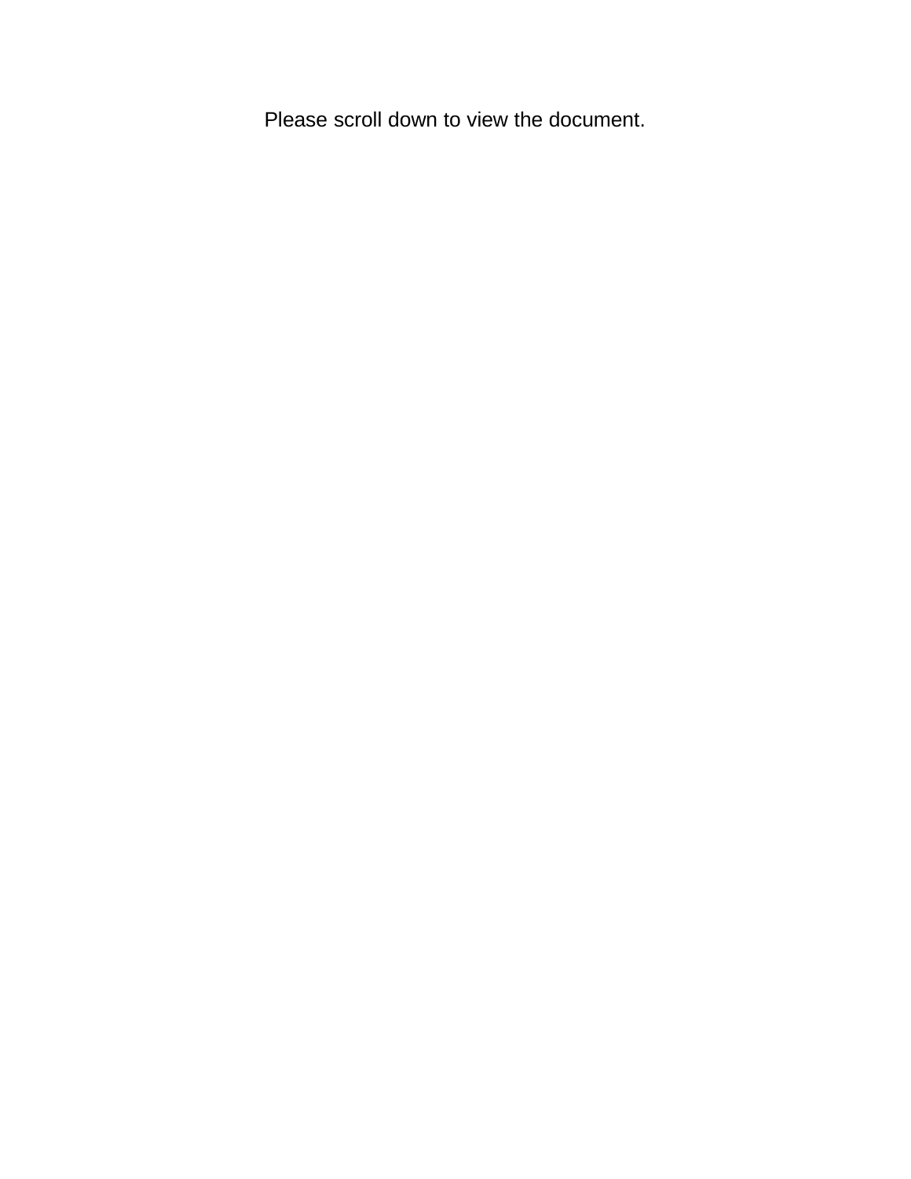Please scroll down to view the document.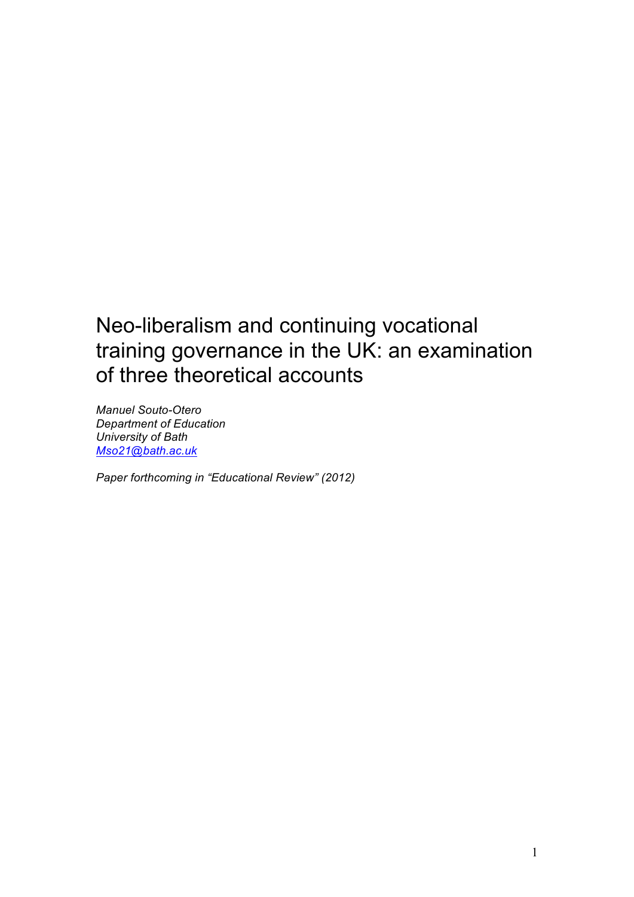# Neo-liberalism and continuing vocational training governance in the UK: an examination of three theoretical accounts

*Manuel Souto-Otero*
*Department of Education*
*University of Bath*
*[Mso21@bath.ac.uk](mailto:Mso21@bath.ac.uk)*

*Paper forthcoming in "Educational Review" (2012)*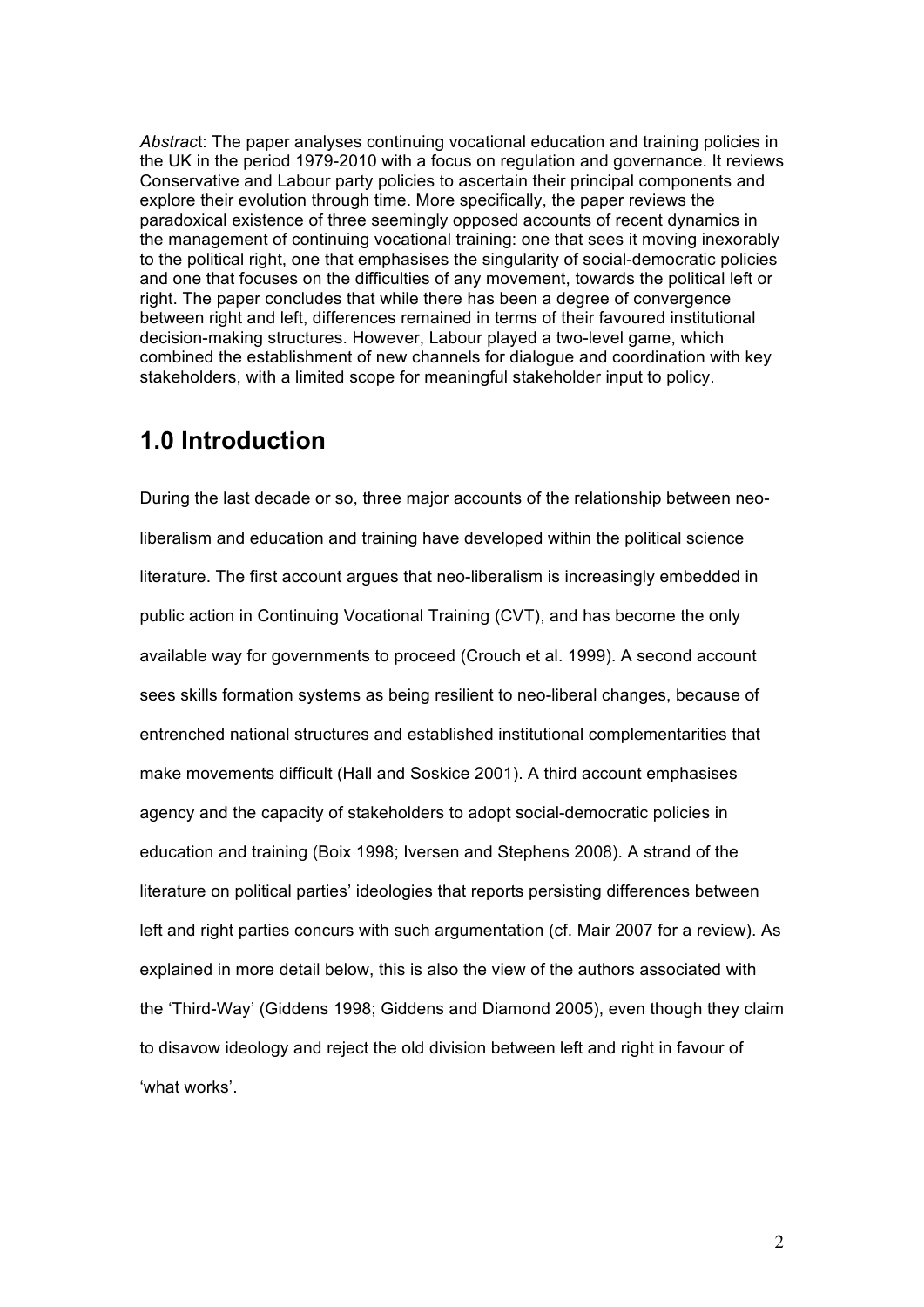*Abstract*: The paper analyses continuing vocational education and training policies in the UK in the period 1979-2010 with a focus on regulation and governance. It reviews Conservative and Labour party policies to ascertain their principal components and explore their evolution through time. More specifically, the paper reviews the paradoxical existence of three seemingly opposed accounts of recent dynamics in the management of continuing vocational training: one that sees it moving inexorably to the political right, one that emphasises the singularity of social-democratic policies and one that focuses on the difficulties of any movement, towards the political left or right. The paper concludes that while there has been a degree of convergence between right and left, differences remained in terms of their favoured institutional decision-making structures. However, Labour played a two-level game, which combined the establishment of new channels for dialogue and coordination with key stakeholders, with a limited scope for meaningful stakeholder input to policy.

## 1.0 Introduction

During the last decade or so, three major accounts of the relationship between neo-liberalism and education and training have developed within the political science literature. The first account argues that neo-liberalism is increasingly embedded in public action in Continuing Vocational Training (CVT), and has become the only available way for governments to proceed (Crouch et al. 1999). A second account sees skills formation systems as being resilient to neo-liberal changes, because of entrenched national structures and established institutional complementarities that make movements difficult (Hall and Soskice 2001). A third account emphasises agency and the capacity of stakeholders to adopt social-democratic policies in education and training (Boix 1998; Iversen and Stephens 2008). A strand of the literature on political parties' ideologies that reports persisting differences between left and right parties concurs with such argumentation (cf. Mair 2007 for a review). As explained in more detail below, this is also the view of the authors associated with the 'Third-Way' (Giddens 1998; Giddens and Diamond 2005), even though they claim to disavow ideology and reject the old division between left and right in favour of 'what works'.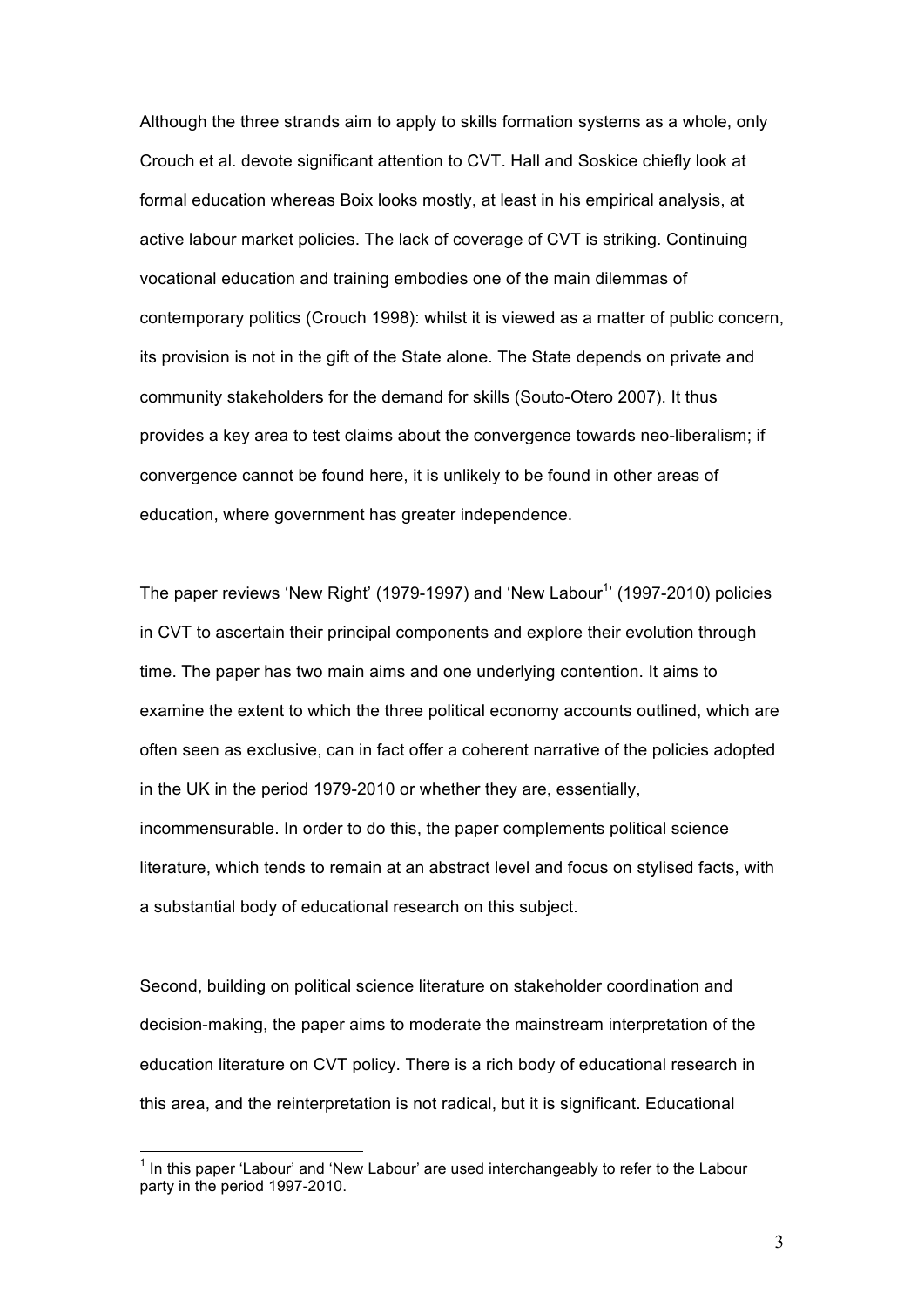Although the three strands aim to apply to skills formation systems as a whole, only Crouch et al. devote significant attention to CVT. Hall and Soskice chiefly look at formal education whereas Boix looks mostly, at least in his empirical analysis, at active labour market policies. The lack of coverage of CVT is striking. Continuing vocational education and training embodies one of the main dilemmas of contemporary politics (Crouch 1998): whilst it is viewed as a matter of public concern, its provision is not in the gift of the State alone. The State depends on private and community stakeholders for the demand for skills (Souto-Otero 2007). It thus provides a key area to test claims about the convergence towards neo-liberalism; if convergence cannot be found here, it is unlikely to be found in other areas of education, where government has greater independence.

The paper reviews 'New Right' (1979-1997) and 'New Labour[1]' (1997-2010) policies in CVT to ascertain their principal components and explore their evolution through time. The paper has two main aims and one underlying contention. It aims to examine the extent to which the three political economy accounts outlined, which are often seen as exclusive, can in fact offer a coherent narrative of the policies adopted in the UK in the period 1979-2010 or whether they are, essentially, incommensurable. In order to do this, the paper complements political science literature, which tends to remain at an abstract level and focus on stylised facts, with a substantial body of educational research on this subject.

Second, building on political science literature on stakeholder coordination and decision-making, the paper aims to moderate the mainstream interpretation of the education literature on CVT policy. There is a rich body of educational research in this area, and the reinterpretation is not radical, but it is significant. Educational

[1] In this paper 'Labour' and 'New Labour' are used interchangeably to refer to the Labour party in the period 1997-2010.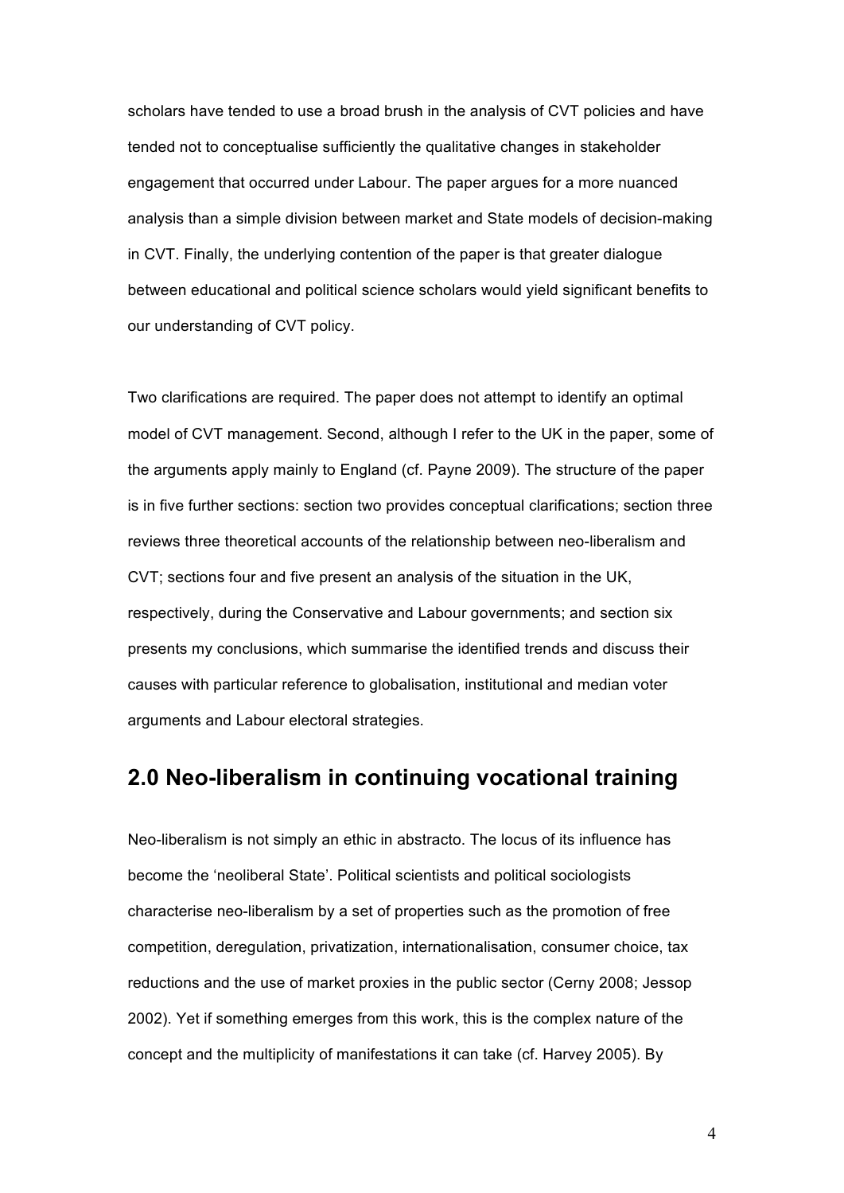scholars have tended to use a broad brush in the analysis of CVT policies and have tended not to conceptualise sufficiently the qualitative changes in stakeholder engagement that occurred under Labour. The paper argues for a more nuanced analysis than a simple division between market and State models of decision-making in CVT. Finally, the underlying contention of the paper is that greater dialogue between educational and political science scholars would yield significant benefits to our understanding of CVT policy.

Two clarifications are required. The paper does not attempt to identify an optimal model of CVT management. Second, although I refer to the UK in the paper, some of the arguments apply mainly to England (cf. Payne 2009). The structure of the paper is in five further sections: section two provides conceptual clarifications; section three reviews three theoretical accounts of the relationship between neo-liberalism and CVT; sections four and five present an analysis of the situation in the UK, respectively, during the Conservative and Labour governments; and section six presents my conclusions, which summarise the identified trends and discuss their causes with particular reference to globalisation, institutional and median voter arguments and Labour electoral strategies.

## 2.0 Neo-liberalism in continuing vocational training

Neo-liberalism is not simply an ethic in abstracto. The locus of its influence has become the 'neoliberal State'. Political scientists and political sociologists characterise neo-liberalism by a set of properties such as the promotion of free competition, deregulation, privatization, internationalisation, consumer choice, tax reductions and the use of market proxies in the public sector (Cerny 2008; Jessop 2002). Yet if something emerges from this work, this is the complex nature of the concept and the multiplicity of manifestations it can take (cf. Harvey 2005). By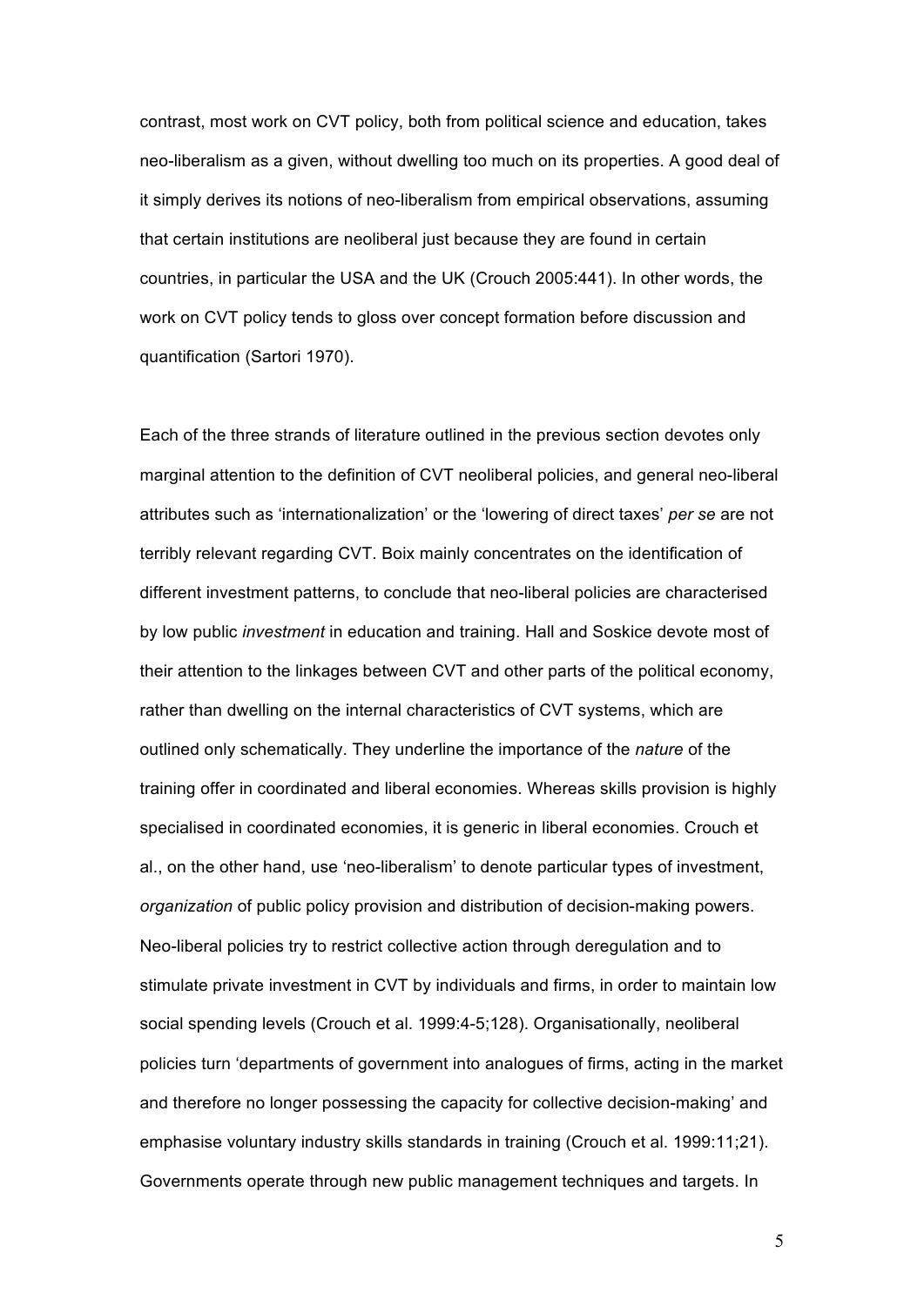contrast, most work on CVT policy, both from political science and education, takes neo-liberalism as a given, without dwelling too much on its properties. A good deal of it simply derives its notions of neo-liberalism from empirical observations, assuming that certain institutions are neoliberal just because they are found in certain countries, in particular the USA and the UK (Crouch 2005:441). In other words, the work on CVT policy tends to gloss over concept formation before discussion and quantification (Sartori 1970).

Each of the three strands of literature outlined in the previous section devotes only marginal attention to the definition of CVT neoliberal policies, and general neo-liberal attributes such as 'internationalization' or the 'lowering of direct taxes' *per se* are not terribly relevant regarding CVT. Boix mainly concentrates on the identification of different investment patterns, to conclude that neo-liberal policies are characterised by low public *investment* in education and training. Hall and Soskice devote most of their attention to the linkages between CVT and other parts of the political economy, rather than dwelling on the internal characteristics of CVT systems, which are outlined only schematically. They underline the importance of the *nature* of the training offer in coordinated and liberal economies. Whereas skills provision is highly specialised in coordinated economies, it is generic in liberal economies. Crouch et al., on the other hand, use 'neo-liberalism' to denote particular types of investment, *organization* of public policy provision and distribution of decision-making powers. Neo-liberal policies try to restrict collective action through deregulation and to stimulate private investment in CVT by individuals and firms, in order to maintain low social spending levels (Crouch et al. 1999:4-5;128). Organisationally, neoliberal policies turn 'departments of government into analogues of firms, acting in the market and therefore no longer possessing the capacity for collective decision-making' and emphasise voluntary industry skills standards in training (Crouch et al. 1999:11;21). Governments operate through new public management techniques and targets. In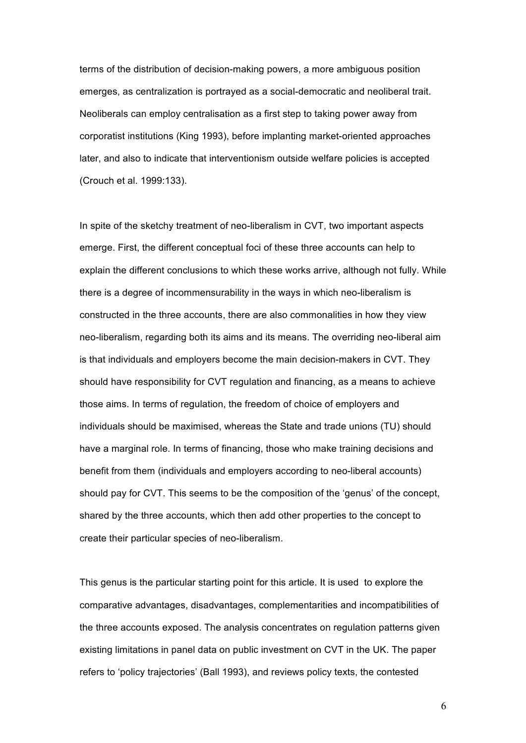terms of the distribution of decision-making powers, a more ambiguous position emerges, as centralization is portrayed as a social-democratic and neoliberal trait. Neoliberals can employ centralisation as a first step to taking power away from corporatist institutions (King 1993), before implanting market-oriented approaches later, and also to indicate that interventionism outside welfare policies is accepted (Crouch et al. 1999:133).

In spite of the sketchy treatment of neo-liberalism in CVT, two important aspects emerge. First, the different conceptual foci of these three accounts can help to explain the different conclusions to which these works arrive, although not fully. While there is a degree of incommensurability in the ways in which neo-liberalism is constructed in the three accounts, there are also commonalities in how they view neo-liberalism, regarding both its aims and its means. The overriding neo-liberal aim is that individuals and employers become the main decision-makers in CVT. They should have responsibility for CVT regulation and financing, as a means to achieve those aims. In terms of regulation, the freedom of choice of employers and individuals should be maximised, whereas the State and trade unions (TU) should have a marginal role. In terms of financing, those who make training decisions and benefit from them (individuals and employers according to neo-liberal accounts) should pay for CVT. This seems to be the composition of the 'genus' of the concept, shared by the three accounts, which then add other properties to the concept to create their particular species of neo-liberalism.

This genus is the particular starting point for this article. It is used to explore the comparative advantages, disadvantages, complementarities and incompatibilities of the three accounts exposed. The analysis concentrates on regulation patterns given existing limitations in panel data on public investment on CVT in the UK. The paper refers to 'policy trajectories' (Ball 1993), and reviews policy texts, the contested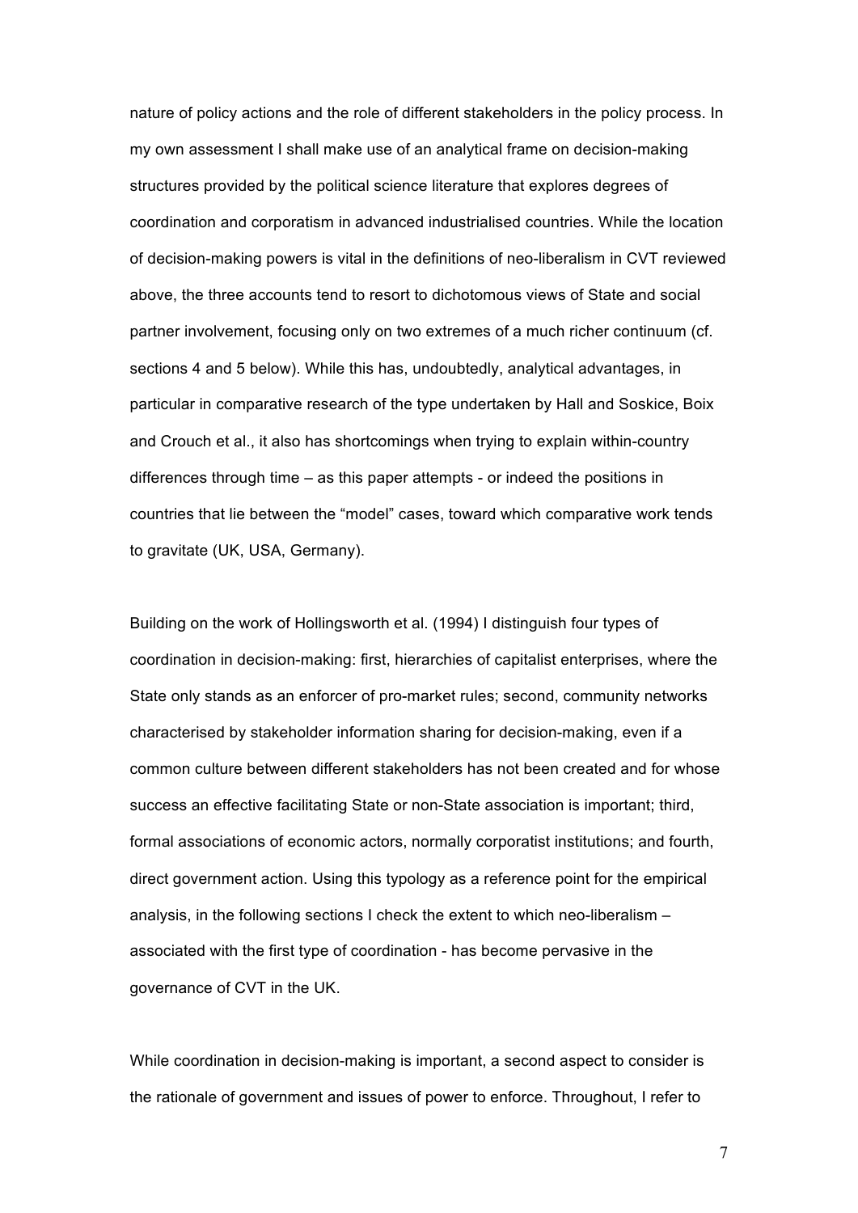nature of policy actions and the role of different stakeholders in the policy process. In my own assessment I shall make use of an analytical frame on decision-making structures provided by the political science literature that explores degrees of coordination and corporatism in advanced industrialised countries. While the location of decision-making powers is vital in the definitions of neo-liberalism in CVT reviewed above, the three accounts tend to resort to dichotomous views of State and social partner involvement, focusing only on two extremes of a much richer continuum (cf. sections 4 and 5 below). While this has, undoubtedly, analytical advantages, in particular in comparative research of the type undertaken by Hall and Soskice, Boix and Crouch et al., it also has shortcomings when trying to explain within-country differences through time – as this paper attempts - or indeed the positions in countries that lie between the "model" cases, toward which comparative work tends to gravitate (UK, USA, Germany).

Building on the work of Hollingsworth et al. (1994) I distinguish four types of coordination in decision-making: first, hierarchies of capitalist enterprises, where the State only stands as an enforcer of pro-market rules; second, community networks characterised by stakeholder information sharing for decision-making, even if a common culture between different stakeholders has not been created and for whose success an effective facilitating State or non-State association is important; third, formal associations of economic actors, normally corporatist institutions; and fourth, direct government action. Using this typology as a reference point for the empirical analysis, in the following sections I check the extent to which neo-liberalism – associated with the first type of coordination - has become pervasive in the governance of CVT in the UK.

While coordination in decision-making is important, a second aspect to consider is the rationale of government and issues of power to enforce. Throughout, I refer to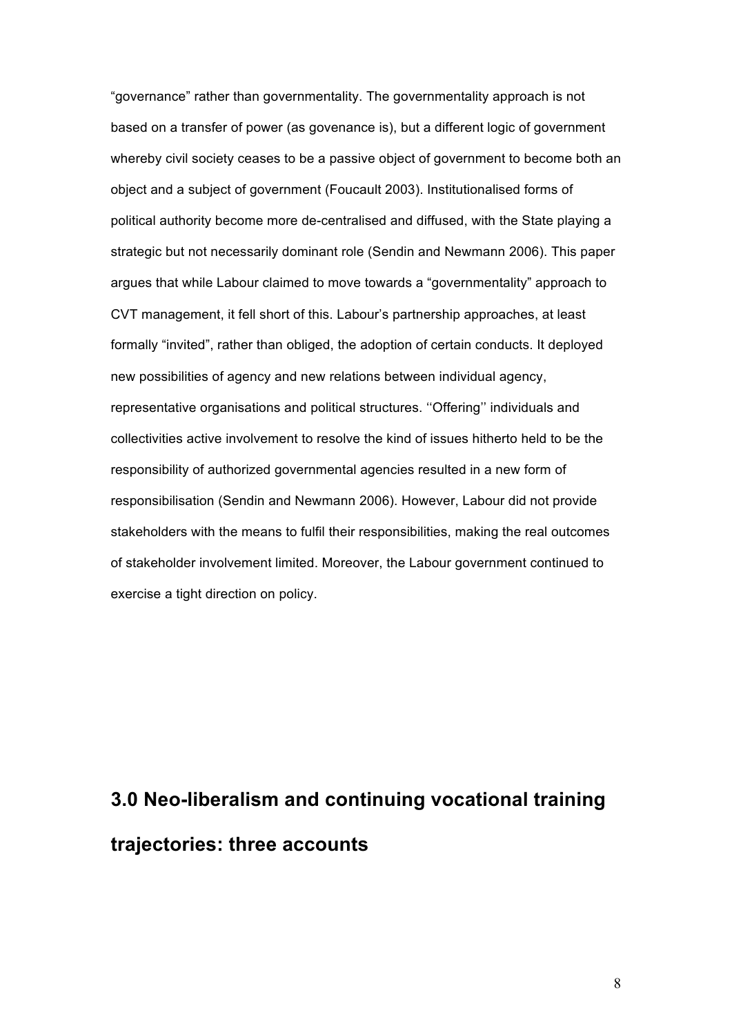"governance" rather than governmentality. The governmentality approach is not based on a transfer of power (as govenance is), but a different logic of government whereby civil society ceases to be a passive object of government to become both an object and a subject of government (Foucault 2003). Institutionalised forms of political authority become more de-centralised and diffused, with the State playing a strategic but not necessarily dominant role (Sendin and Newmann 2006). This paper argues that while Labour claimed to move towards a "governmentality" approach to CVT management, it fell short of this. Labour's partnership approaches, at least formally "invited", rather than obliged, the adoption of certain conducts. It deployed new possibilities of agency and new relations between individual agency, representative organisations and political structures. ''Offering'' individuals and collectivities active involvement to resolve the kind of issues hitherto held to be the responsibility of authorized governmental agencies resulted in a new form of responsibilisation (Sendin and Newmann 2006). However, Labour did not provide stakeholders with the means to fulfil their responsibilities, making the real outcomes of stakeholder involvement limited. Moreover, the Labour government continued to exercise a tight direction on policy.

## 3.0 Neo-liberalism and continuing vocational training trajectories: three accounts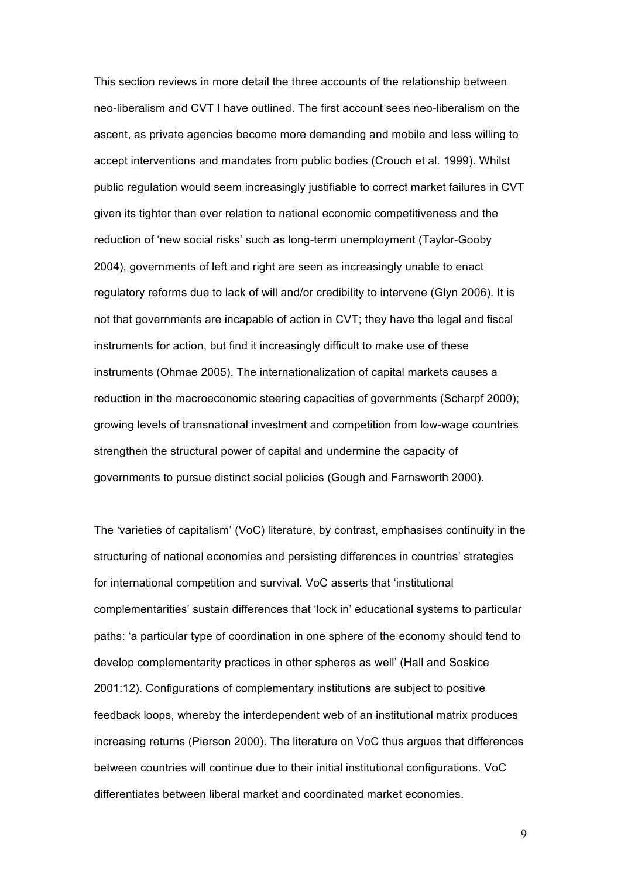This section reviews in more detail the three accounts of the relationship between neo-liberalism and CVT I have outlined. The first account sees neo-liberalism on the ascent, as private agencies become more demanding and mobile and less willing to accept interventions and mandates from public bodies (Crouch et al. 1999). Whilst public regulation would seem increasingly justifiable to correct market failures in CVT given its tighter than ever relation to national economic competitiveness and the reduction of 'new social risks' such as long-term unemployment (Taylor-Gooby 2004), governments of left and right are seen as increasingly unable to enact regulatory reforms due to lack of will and/or credibility to intervene (Glyn 2006). It is not that governments are incapable of action in CVT; they have the legal and fiscal instruments for action, but find it increasingly difficult to make use of these instruments (Ohmae 2005). The internationalization of capital markets causes a reduction in the macroeconomic steering capacities of governments (Scharpf 2000); growing levels of transnational investment and competition from low-wage countries strengthen the structural power of capital and undermine the capacity of governments to pursue distinct social policies (Gough and Farnsworth 2000).

The 'varieties of capitalism' (VoC) literature, by contrast, emphasises continuity in the structuring of national economies and persisting differences in countries' strategies for international competition and survival. VoC asserts that 'institutional complementarities' sustain differences that 'lock in' educational systems to particular paths: 'a particular type of coordination in one sphere of the economy should tend to develop complementarity practices in other spheres as well' (Hall and Soskice 2001:12). Configurations of complementary institutions are subject to positive feedback loops, whereby the interdependent web of an institutional matrix produces increasing returns (Pierson 2000). The literature on VoC thus argues that differences between countries will continue due to their initial institutional configurations. VoC differentiates between liberal market and coordinated market economies.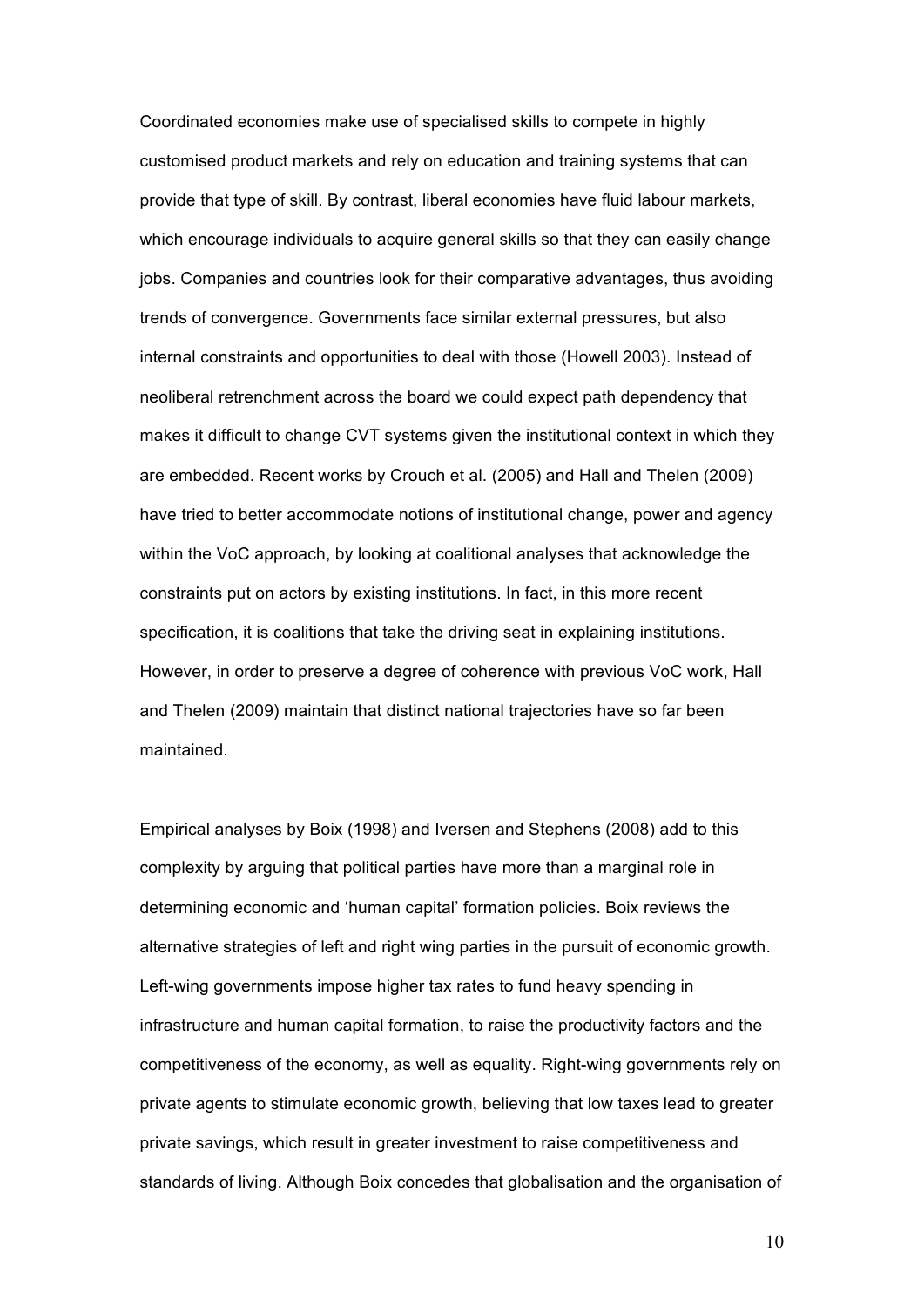Coordinated economies make use of specialised skills to compete in highly customised product markets and rely on education and training systems that can provide that type of skill. By contrast, liberal economies have fluid labour markets, which encourage individuals to acquire general skills so that they can easily change jobs. Companies and countries look for their comparative advantages, thus avoiding trends of convergence. Governments face similar external pressures, but also internal constraints and opportunities to deal with those (Howell 2003). Instead of neoliberal retrenchment across the board we could expect path dependency that makes it difficult to change CVT systems given the institutional context in which they are embedded. Recent works by Crouch et al. (2005) and Hall and Thelen (2009) have tried to better accommodate notions of institutional change, power and agency within the VoC approach, by looking at coalitional analyses that acknowledge the constraints put on actors by existing institutions. In fact, in this more recent specification, it is coalitions that take the driving seat in explaining institutions. However, in order to preserve a degree of coherence with previous VoC work, Hall and Thelen (2009) maintain that distinct national trajectories have so far been maintained.

Empirical analyses by Boix (1998) and Iversen and Stephens (2008) add to this complexity by arguing that political parties have more than a marginal role in determining economic and 'human capital' formation policies. Boix reviews the alternative strategies of left and right wing parties in the pursuit of economic growth. Left-wing governments impose higher tax rates to fund heavy spending in infrastructure and human capital formation, to raise the productivity factors and the competitiveness of the economy, as well as equality. Right-wing governments rely on private agents to stimulate economic growth, believing that low taxes lead to greater private savings, which result in greater investment to raise competitiveness and standards of living. Although Boix concedes that globalisation and the organisation of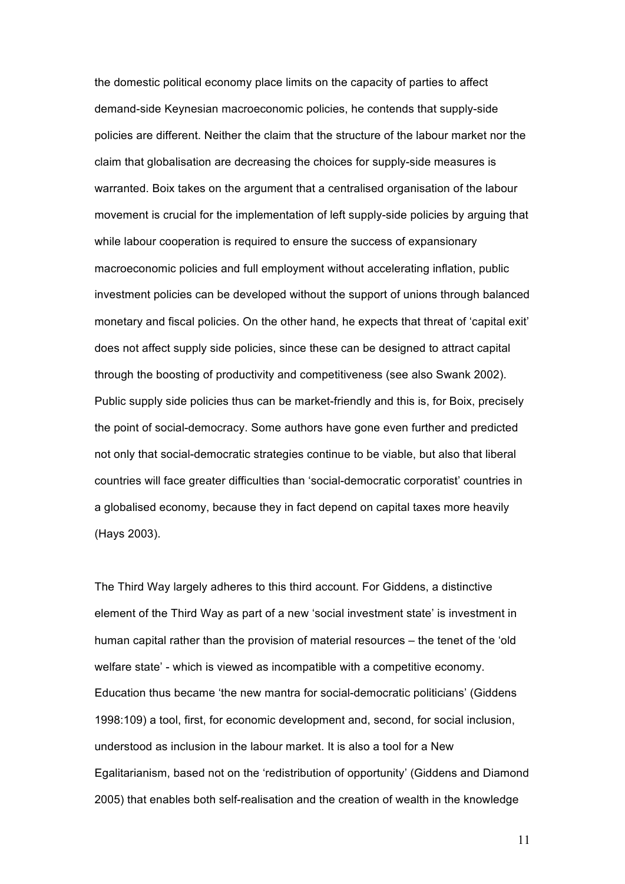the domestic political economy place limits on the capacity of parties to affect demand-side Keynesian macroeconomic policies, he contends that supply-side policies are different. Neither the claim that the structure of the labour market nor the claim that globalisation are decreasing the choices for supply-side measures is warranted. Boix takes on the argument that a centralised organisation of the labour movement is crucial for the implementation of left supply-side policies by arguing that while labour cooperation is required to ensure the success of expansionary macroeconomic policies and full employment without accelerating inflation, public investment policies can be developed without the support of unions through balanced monetary and fiscal policies. On the other hand, he expects that threat of 'capital exit' does not affect supply side policies, since these can be designed to attract capital through the boosting of productivity and competitiveness (see also Swank 2002). Public supply side policies thus can be market-friendly and this is, for Boix, precisely the point of social-democracy. Some authors have gone even further and predicted not only that social-democratic strategies continue to be viable, but also that liberal countries will face greater difficulties than 'social-democratic corporatist' countries in a globalised economy, because they in fact depend on capital taxes more heavily (Hays 2003).

The Third Way largely adheres to this third account. For Giddens, a distinctive element of the Third Way as part of a new 'social investment state' is investment in human capital rather than the provision of material resources – the tenet of the 'old welfare state' - which is viewed as incompatible with a competitive economy. Education thus became 'the new mantra for social-democratic politicians' (Giddens 1998:109) a tool, first, for economic development and, second, for social inclusion, understood as inclusion in the labour market. It is also a tool for a New Egalitarianism, based not on the 'redistribution of opportunity' (Giddens and Diamond 2005) that enables both self-realisation and the creation of wealth in the knowledge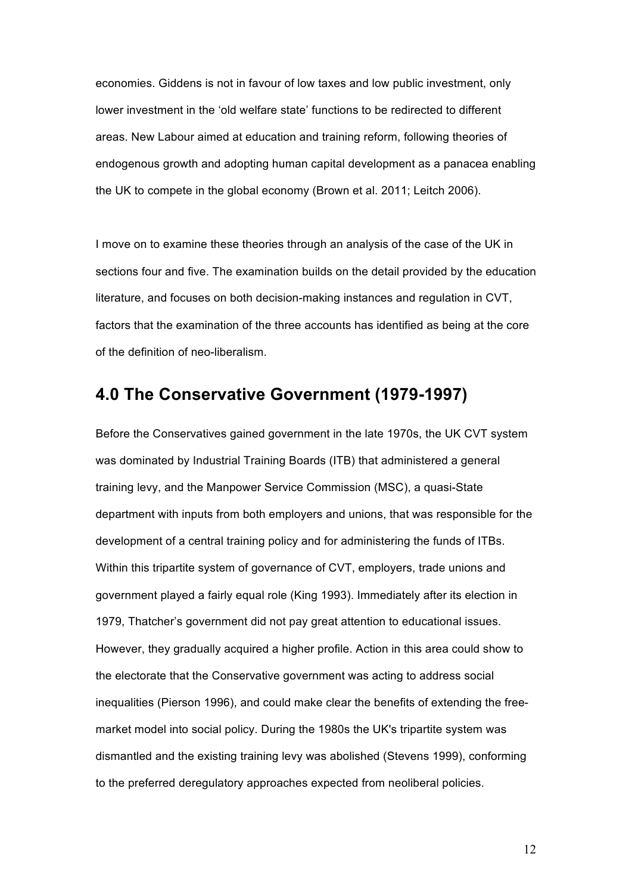economies. Giddens is not in favour of low taxes and low public investment, only lower investment in the 'old welfare state' functions to be redirected to different areas. New Labour aimed at education and training reform, following theories of endogenous growth and adopting human capital development as a panacea enabling the UK to compete in the global economy (Brown et al. 2011; Leitch 2006).

I move on to examine these theories through an analysis of the case of the UK in sections four and five. The examination builds on the detail provided by the education literature, and focuses on both decision-making instances and regulation in CVT, factors that the examination of the three accounts has identified as being at the core of the definition of neo-liberalism.

## 4.0 The Conservative Government (1979-1997)

Before the Conservatives gained government in the late 1970s, the UK CVT system was dominated by Industrial Training Boards (ITB) that administered a general training levy, and the Manpower Service Commission (MSC), a quasi-State department with inputs from both employers and unions, that was responsible for the development of a central training policy and for administering the funds of ITBs. Within this tripartite system of governance of CVT, employers, trade unions and government played a fairly equal role (King 1993). Immediately after its election in 1979, Thatcher's government did not pay great attention to educational issues. However, they gradually acquired a higher profile. Action in this area could show to the electorate that the Conservative government was acting to address social inequalities (Pierson 1996), and could make clear the benefits of extending the free-market model into social policy. During the 1980s the UK's tripartite system was dismantled and the existing training levy was abolished (Stevens 1999), conforming to the preferred deregulatory approaches expected from neoliberal policies.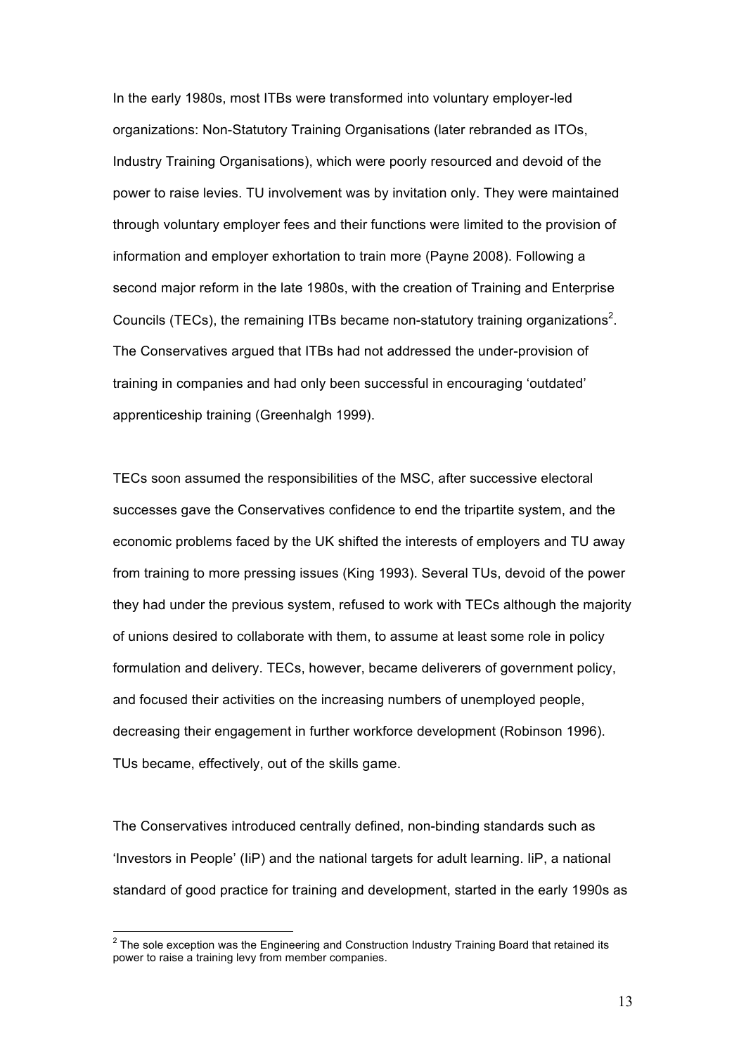In the early 1980s, most ITBs were transformed into voluntary employer-led organizations: Non-Statutory Training Organisations (later rebranded as ITOs, Industry Training Organisations), which were poorly resourced and devoid of the power to raise levies. TU involvement was by invitation only. They were maintained through voluntary employer fees and their functions were limited to the provision of information and employer exhortation to train more (Payne 2008). Following a second major reform in the late 1980s, with the creation of Training and Enterprise Councils (TECs), the remaining ITBs became non-statutory training organizations[2]. The Conservatives argued that ITBs had not addressed the under-provision of training in companies and had only been successful in encouraging 'outdated' apprenticeship training (Greenhalgh 1999).

TECs soon assumed the responsibilities of the MSC, after successive electoral successes gave the Conservatives confidence to end the tripartite system, and the economic problems faced by the UK shifted the interests of employers and TU away from training to more pressing issues (King 1993). Several TUs, devoid of the power they had under the previous system, refused to work with TECs although the majority of unions desired to collaborate with them, to assume at least some role in policy formulation and delivery. TECs, however, became deliverers of government policy, and focused their activities on the increasing numbers of unemployed people, decreasing their engagement in further workforce development (Robinson 1996). TUs became, effectively, out of the skills game.

The Conservatives introduced centrally defined, non-binding standards such as 'Investors in People' (IiP) and the national targets for adult learning. IiP, a national standard of good practice for training and development, started in the early 1990s as

[2] The sole exception was the Engineering and Construction Industry Training Board that retained its power to raise a training levy from member companies.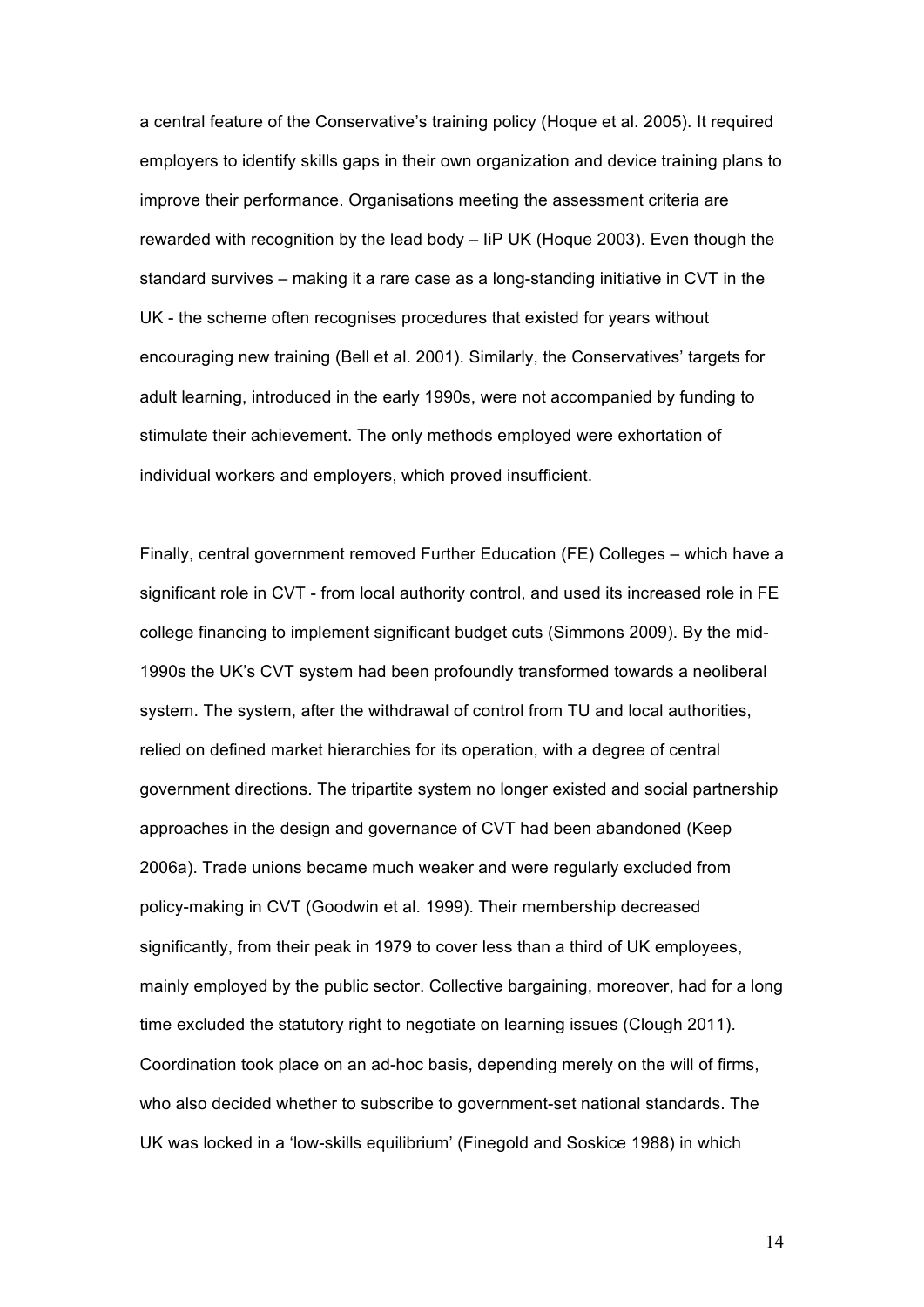a central feature of the Conservative's training policy (Hoque et al. 2005). It required employers to identify skills gaps in their own organization and device training plans to improve their performance. Organisations meeting the assessment criteria are rewarded with recognition by the lead body – IiP UK (Hoque 2003). Even though the standard survives – making it a rare case as a long-standing initiative in CVT in the UK - the scheme often recognises procedures that existed for years without encouraging new training (Bell et al. 2001). Similarly, the Conservatives' targets for adult learning, introduced in the early 1990s, were not accompanied by funding to stimulate their achievement. The only methods employed were exhortation of individual workers and employers, which proved insufficient.

Finally, central government removed Further Education (FE) Colleges – which have a significant role in CVT - from local authority control, and used its increased role in FE college financing to implement significant budget cuts (Simmons 2009). By the mid-1990s the UK's CVT system had been profoundly transformed towards a neoliberal system. The system, after the withdrawal of control from TU and local authorities, relied on defined market hierarchies for its operation, with a degree of central government directions. The tripartite system no longer existed and social partnership approaches in the design and governance of CVT had been abandoned (Keep 2006a). Trade unions became much weaker and were regularly excluded from policy-making in CVT (Goodwin et al. 1999). Their membership decreased significantly, from their peak in 1979 to cover less than a third of UK employees, mainly employed by the public sector. Collective bargaining, moreover, had for a long time excluded the statutory right to negotiate on learning issues (Clough 2011). Coordination took place on an ad-hoc basis, depending merely on the will of firms, who also decided whether to subscribe to government-set national standards. The UK was locked in a 'low-skills equilibrium' (Finegold and Soskice 1988) in which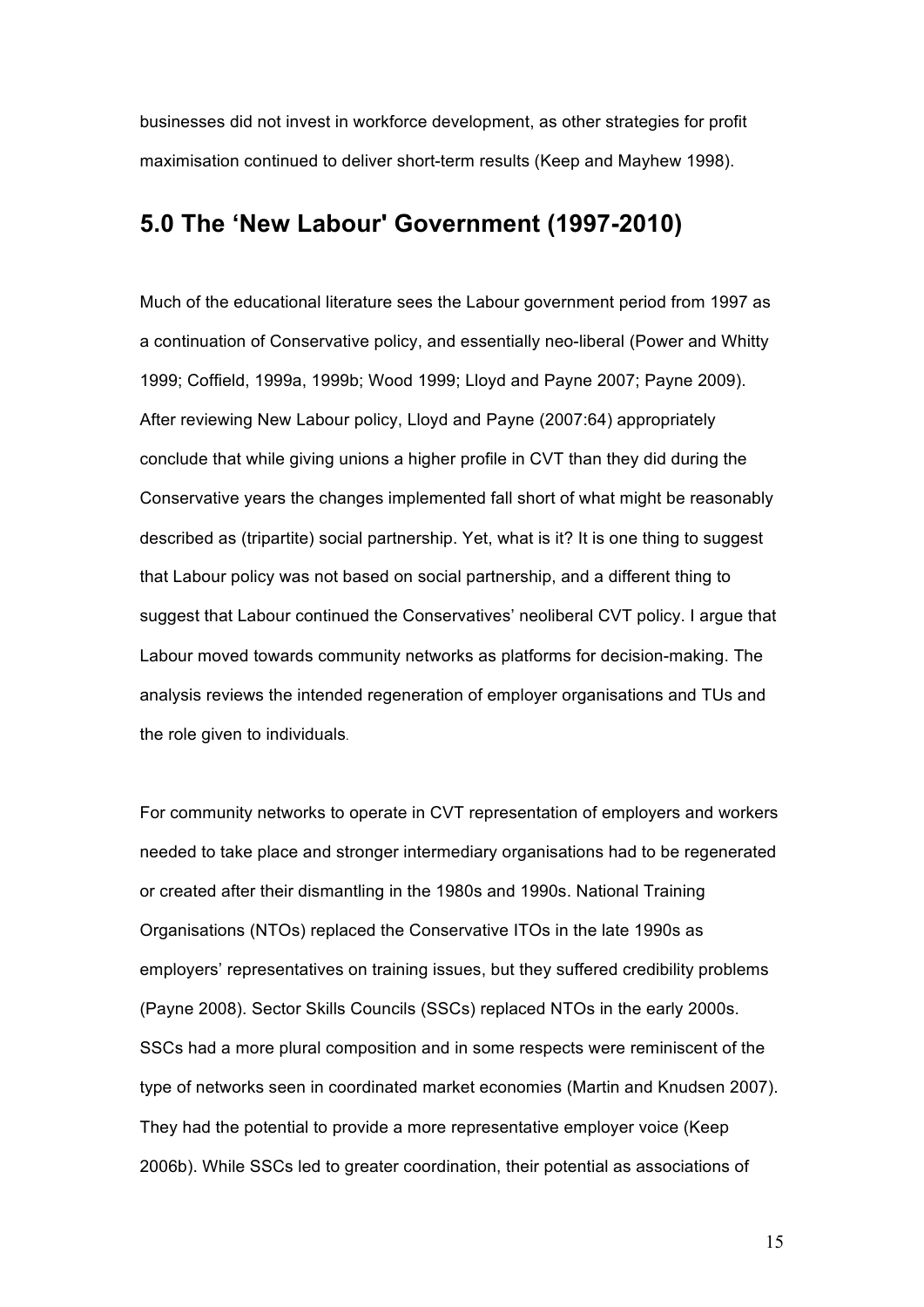businesses did not invest in workforce development, as other strategies for profit maximisation continued to deliver short-term results (Keep and Mayhew 1998).

## 5.0 The 'New Labour' Government (1997-2010)

Much of the educational literature sees the Labour government period from 1997 as a continuation of Conservative policy, and essentially neo-liberal (Power and Whitty 1999; Coffield, 1999a, 1999b; Wood 1999; Lloyd and Payne 2007; Payne 2009). After reviewing New Labour policy, Lloyd and Payne (2007:64) appropriately conclude that while giving unions a higher profile in CVT than they did during the Conservative years the changes implemented fall short of what might be reasonably described as (tripartite) social partnership. Yet, what is it? It is one thing to suggest that Labour policy was not based on social partnership, and a different thing to suggest that Labour continued the Conservatives' neoliberal CVT policy. I argue that Labour moved towards community networks as platforms for decision-making. The analysis reviews the intended regeneration of employer organisations and TUs and the role given to individuals.

For community networks to operate in CVT representation of employers and workers needed to take place and stronger intermediary organisations had to be regenerated or created after their dismantling in the 1980s and 1990s. National Training Organisations (NTOs) replaced the Conservative ITOs in the late 1990s as employers' representatives on training issues, but they suffered credibility problems (Payne 2008). Sector Skills Councils (SSCs) replaced NTOs in the early 2000s. SSCs had a more plural composition and in some respects were reminiscent of the type of networks seen in coordinated market economies (Martin and Knudsen 2007). They had the potential to provide a more representative employer voice (Keep 2006b). While SSCs led to greater coordination, their potential as associations of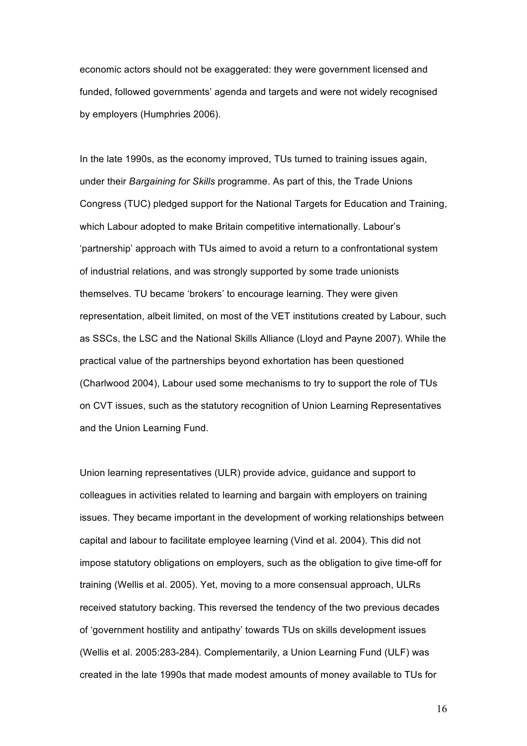economic actors should not be exaggerated: they were government licensed and funded, followed governments' agenda and targets and were not widely recognised by employers (Humphries 2006).

In the late 1990s, as the economy improved, TUs turned to training issues again, under their *Bargaining for Skills* programme. As part of this, the Trade Unions Congress (TUC) pledged support for the National Targets for Education and Training, which Labour adopted to make Britain competitive internationally. Labour's 'partnership' approach with TUs aimed to avoid a return to a confrontational system of industrial relations, and was strongly supported by some trade unionists themselves. TU became 'brokers' to encourage learning. They were given representation, albeit limited, on most of the VET institutions created by Labour, such as SSCs, the LSC and the National Skills Alliance (Lloyd and Payne 2007). While the practical value of the partnerships beyond exhortation has been questioned (Charlwood 2004), Labour used some mechanisms to try to support the role of TUs on CVT issues, such as the statutory recognition of Union Learning Representatives and the Union Learning Fund.

Union learning representatives (ULR) provide advice, guidance and support to colleagues in activities related to learning and bargain with employers on training issues. They became important in the development of working relationships between capital and labour to facilitate employee learning (Vind et al. 2004). This did not impose statutory obligations on employers, such as the obligation to give time-off for training (Wellis et al. 2005). Yet, moving to a more consensual approach, ULRs received statutory backing. This reversed the tendency of the two previous decades of 'government hostility and antipathy' towards TUs on skills development issues (Wellis et al. 2005:283-284). Complementarily, a Union Learning Fund (ULF) was created in the late 1990s that made modest amounts of money available to TUs for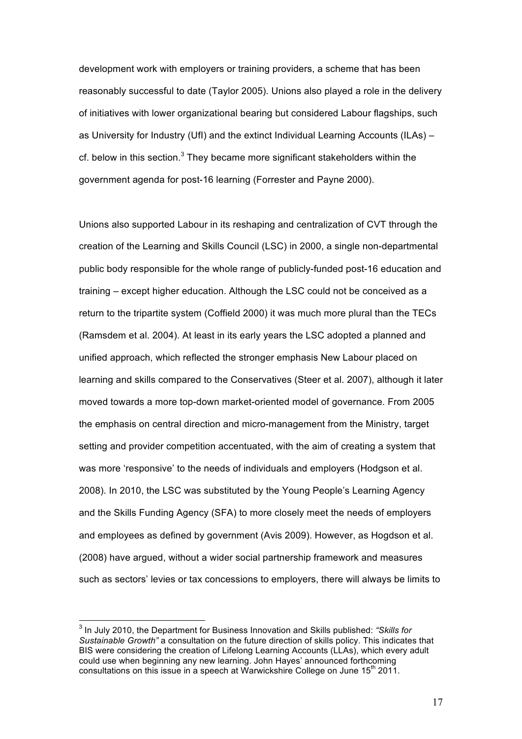development work with employers or training providers, a scheme that has been reasonably successful to date (Taylor 2005). Unions also played a role in the delivery of initiatives with lower organizational bearing but considered Labour flagships, such as University for Industry (UfI) and the extinct Individual Learning Accounts (ILAs) – cf. below in this section.[3] They became more significant stakeholders within the government agenda for post-16 learning (Forrester and Payne 2000).

Unions also supported Labour in its reshaping and centralization of CVT through the creation of the Learning and Skills Council (LSC) in 2000, a single non-departmental public body responsible for the whole range of publicly-funded post-16 education and training – except higher education. Although the LSC could not be conceived as a return to the tripartite system (Coffield 2000) it was much more plural than the TECs (Ramsdem et al. 2004). At least in its early years the LSC adopted a planned and unified approach, which reflected the stronger emphasis New Labour placed on learning and skills compared to the Conservatives (Steer et al. 2007), although it later moved towards a more top-down market-oriented model of governance. From 2005 the emphasis on central direction and micro-management from the Ministry, target setting and provider competition accentuated, with the aim of creating a system that was more 'responsive' to the needs of individuals and employers (Hodgson et al. 2008). In 2010, the LSC was substituted by the Young People's Learning Agency and the Skills Funding Agency (SFA) to more closely meet the needs of employers and employees as defined by government (Avis 2009). However, as Hogdson et al. (2008) have argued, without a wider social partnership framework and measures such as sectors' levies or tax concessions to employers, there will always be limits to

[3] In July 2010, the Department for Business Innovation and Skills published: *"Skills for Sustainable Growth"* a consultation on the future direction of skills policy. This indicates that BIS were considering the creation of Lifelong Learning Accounts (LLAs), which every adult could use when beginning any new learning. John Hayes' announced forthcoming consultations on this issue in a speech at Warwickshire College on June 15th 2011.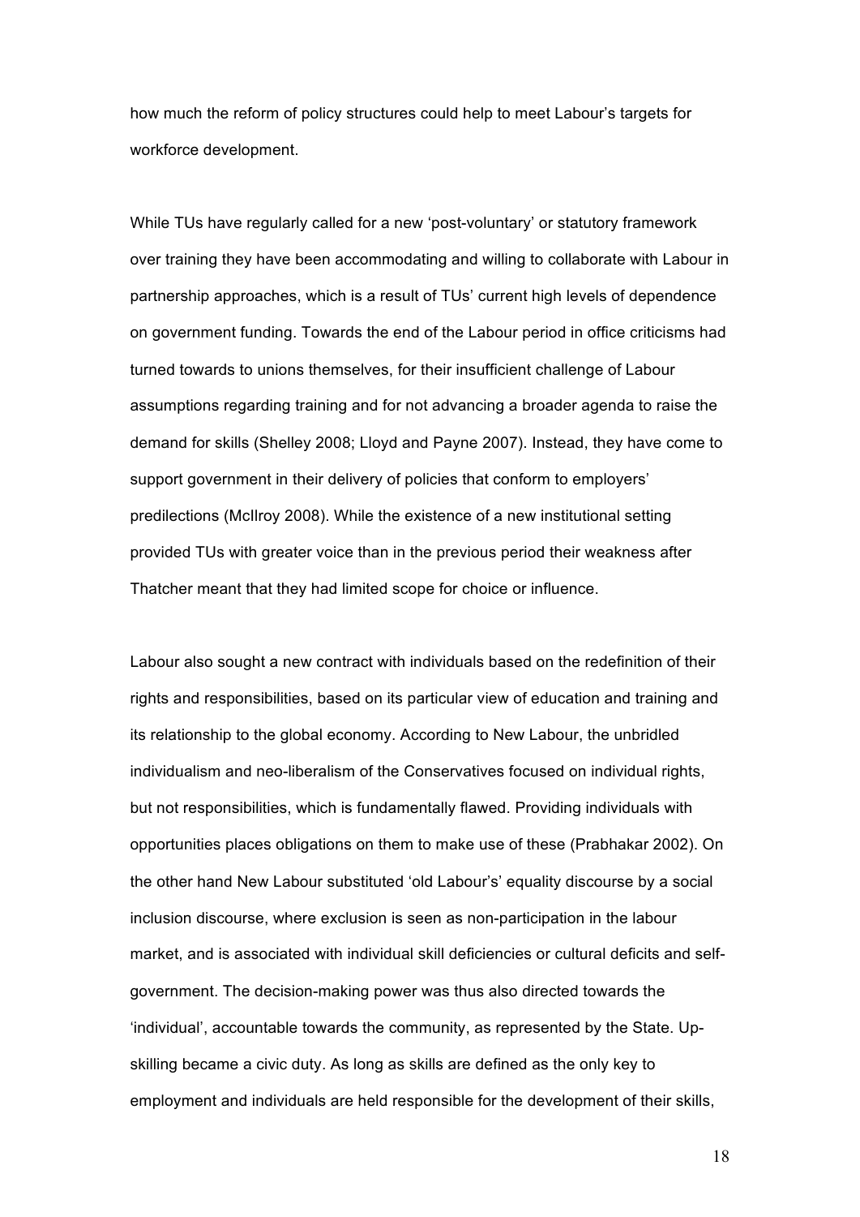how much the reform of policy structures could help to meet Labour's targets for workforce development.

While TUs have regularly called for a new 'post-voluntary' or statutory framework over training they have been accommodating and willing to collaborate with Labour in partnership approaches, which is a result of TUs' current high levels of dependence on government funding. Towards the end of the Labour period in office criticisms had turned towards to unions themselves, for their insufficient challenge of Labour assumptions regarding training and for not advancing a broader agenda to raise the demand for skills (Shelley 2008; Lloyd and Payne 2007). Instead, they have come to support government in their delivery of policies that conform to employers' predilections (McIlroy 2008). While the existence of a new institutional setting provided TUs with greater voice than in the previous period their weakness after Thatcher meant that they had limited scope for choice or influence.

Labour also sought a new contract with individuals based on the redefinition of their rights and responsibilities, based on its particular view of education and training and its relationship to the global economy. According to New Labour, the unbridled individualism and neo-liberalism of the Conservatives focused on individual rights, but not responsibilities, which is fundamentally flawed. Providing individuals with opportunities places obligations on them to make use of these (Prabhakar 2002). On the other hand New Labour substituted 'old Labour's' equality discourse by a social inclusion discourse, where exclusion is seen as non-participation in the labour market, and is associated with individual skill deficiencies or cultural deficits and self-government. The decision-making power was thus also directed towards the 'individual', accountable towards the community, as represented by the State. Up-skilling became a civic duty. As long as skills are defined as the only key to employment and individuals are held responsible for the development of their skills,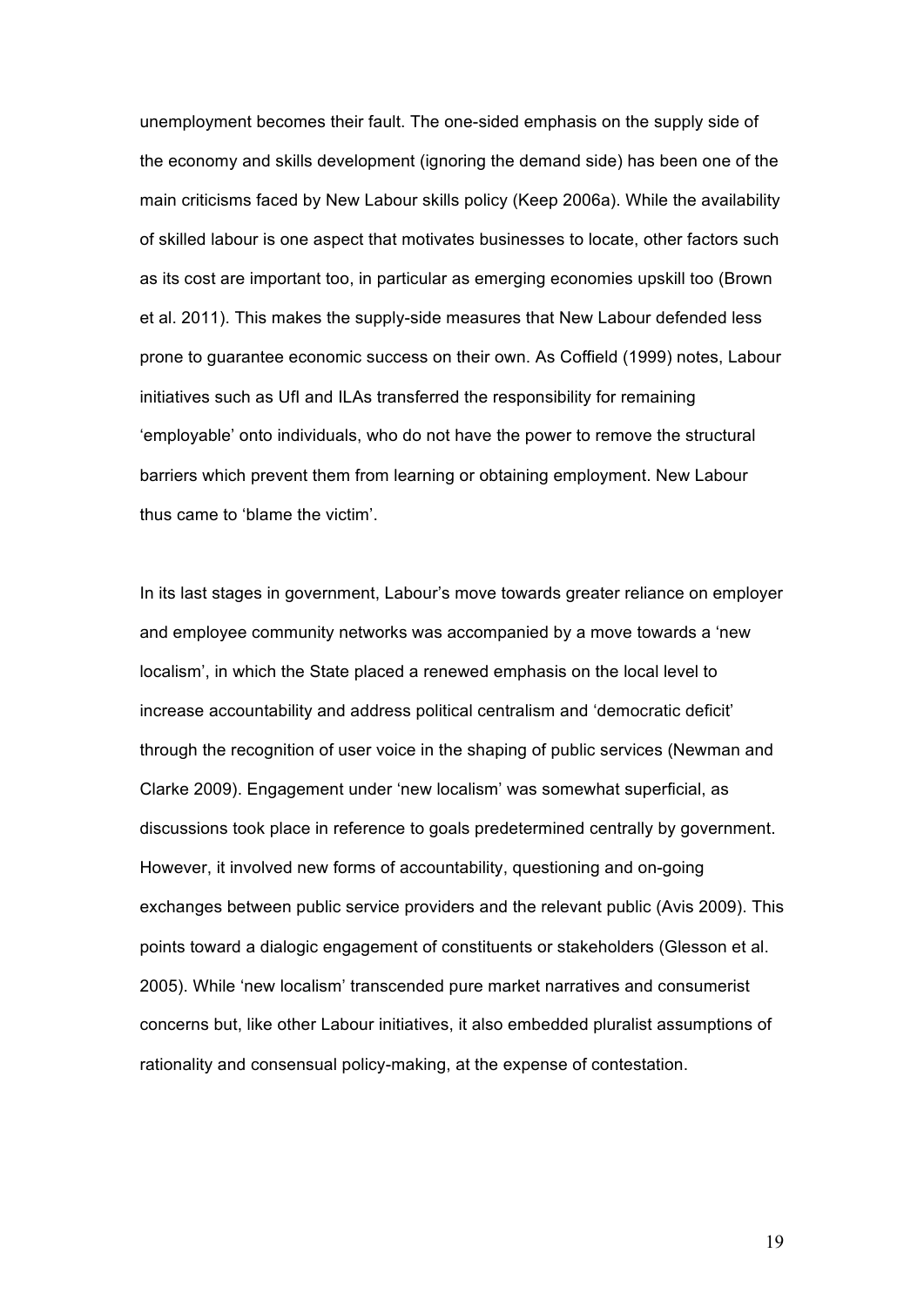unemployment becomes their fault. The one-sided emphasis on the supply side of the economy and skills development (ignoring the demand side) has been one of the main criticisms faced by New Labour skills policy (Keep 2006a). While the availability of skilled labour is one aspect that motivates businesses to locate, other factors such as its cost are important too, in particular as emerging economies upskill too (Brown et al. 2011). This makes the supply-side measures that New Labour defended less prone to guarantee economic success on their own. As Coffield (1999) notes, Labour initiatives such as UfI and ILAs transferred the responsibility for remaining 'employable' onto individuals, who do not have the power to remove the structural barriers which prevent them from learning or obtaining employment. New Labour thus came to 'blame the victim'.

In its last stages in government, Labour's move towards greater reliance on employer and employee community networks was accompanied by a move towards a 'new localism', in which the State placed a renewed emphasis on the local level to increase accountability and address political centralism and 'democratic deficit' through the recognition of user voice in the shaping of public services (Newman and Clarke 2009). Engagement under 'new localism' was somewhat superficial, as discussions took place in reference to goals predetermined centrally by government. However, it involved new forms of accountability, questioning and on-going exchanges between public service providers and the relevant public (Avis 2009). This points toward a dialogic engagement of constituents or stakeholders (Glesson et al. 2005). While 'new localism' transcended pure market narratives and consumerist concerns but, like other Labour initiatives, it also embedded pluralist assumptions of rationality and consensual policy-making, at the expense of contestation.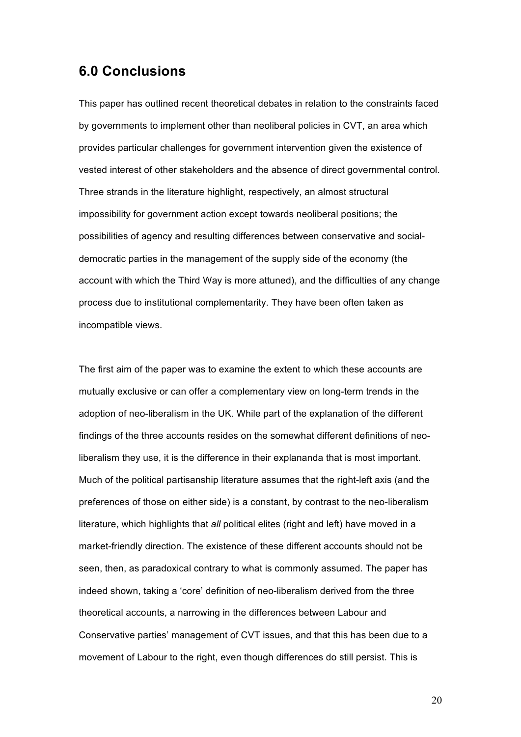## 6.0 Conclusions

This paper has outlined recent theoretical debates in relation to the constraints faced by governments to implement other than neoliberal policies in CVT, an area which provides particular challenges for government intervention given the existence of vested interest of other stakeholders and the absence of direct governmental control. Three strands in the literature highlight, respectively, an almost structural impossibility for government action except towards neoliberal positions; the possibilities of agency and resulting differences between conservative and social-democratic parties in the management of the supply side of the economy (the account with which the Third Way is more attuned), and the difficulties of any change process due to institutional complementarity. They have been often taken as incompatible views.

The first aim of the paper was to examine the extent to which these accounts are mutually exclusive or can offer a complementary view on long-term trends in the adoption of neo-liberalism in the UK. While part of the explanation of the different findings of the three accounts resides on the somewhat different definitions of neo-liberalism they use, it is the difference in their explananda that is most important. Much of the political partisanship literature assumes that the right-left axis (and the preferences of those on either side) is a constant, by contrast to the neo-liberalism literature, which highlights that *all* political elites (right and left) have moved in a market-friendly direction. The existence of these different accounts should not be seen, then, as paradoxical contrary to what is commonly assumed. The paper has indeed shown, taking a 'core' definition of neo-liberalism derived from the three theoretical accounts, a narrowing in the differences between Labour and Conservative parties' management of CVT issues, and that this has been due to a movement of Labour to the right, even though differences do still persist. This is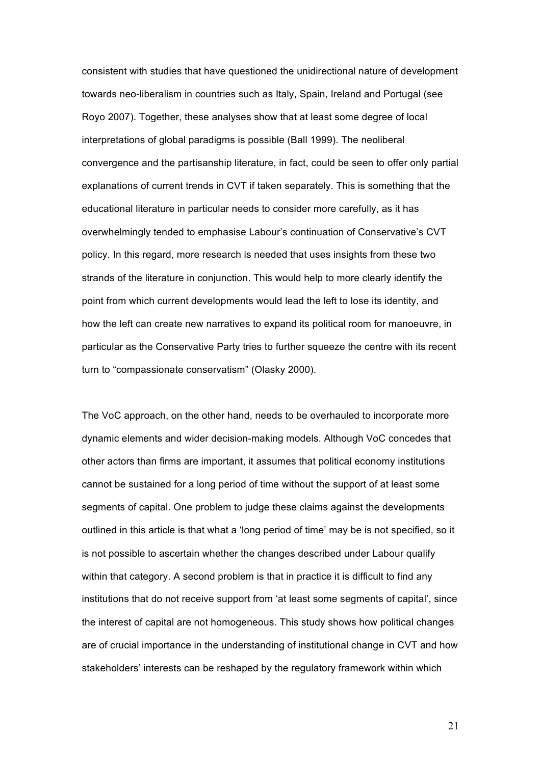consistent with studies that have questioned the unidirectional nature of development towards neo-liberalism in countries such as Italy, Spain, Ireland and Portugal (see Royo 2007). Together, these analyses show that at least some degree of local interpretations of global paradigms is possible (Ball 1999). The neoliberal convergence and the partisanship literature, in fact, could be seen to offer only partial explanations of current trends in CVT if taken separately. This is something that the educational literature in particular needs to consider more carefully, as it has overwhelmingly tended to emphasise Labour's continuation of Conservative's CVT policy. In this regard, more research is needed that uses insights from these two strands of the literature in conjunction. This would help to more clearly identify the point from which current developments would lead the left to lose its identity, and how the left can create new narratives to expand its political room for manoeuvre, in particular as the Conservative Party tries to further squeeze the centre with its recent turn to "compassionate conservatism" (Olasky 2000).

The VoC approach, on the other hand, needs to be overhauled to incorporate more dynamic elements and wider decision-making models. Although VoC concedes that other actors than firms are important, it assumes that political economy institutions cannot be sustained for a long period of time without the support of at least some segments of capital. One problem to judge these claims against the developments outlined in this article is that what a 'long period of time' may be is not specified, so it is not possible to ascertain whether the changes described under Labour qualify within that category. A second problem is that in practice it is difficult to find any institutions that do not receive support from 'at least some segments of capital', since the interest of capital are not homogeneous. This study shows how political changes are of crucial importance in the understanding of institutional change in CVT and how stakeholders' interests can be reshaped by the regulatory framework within which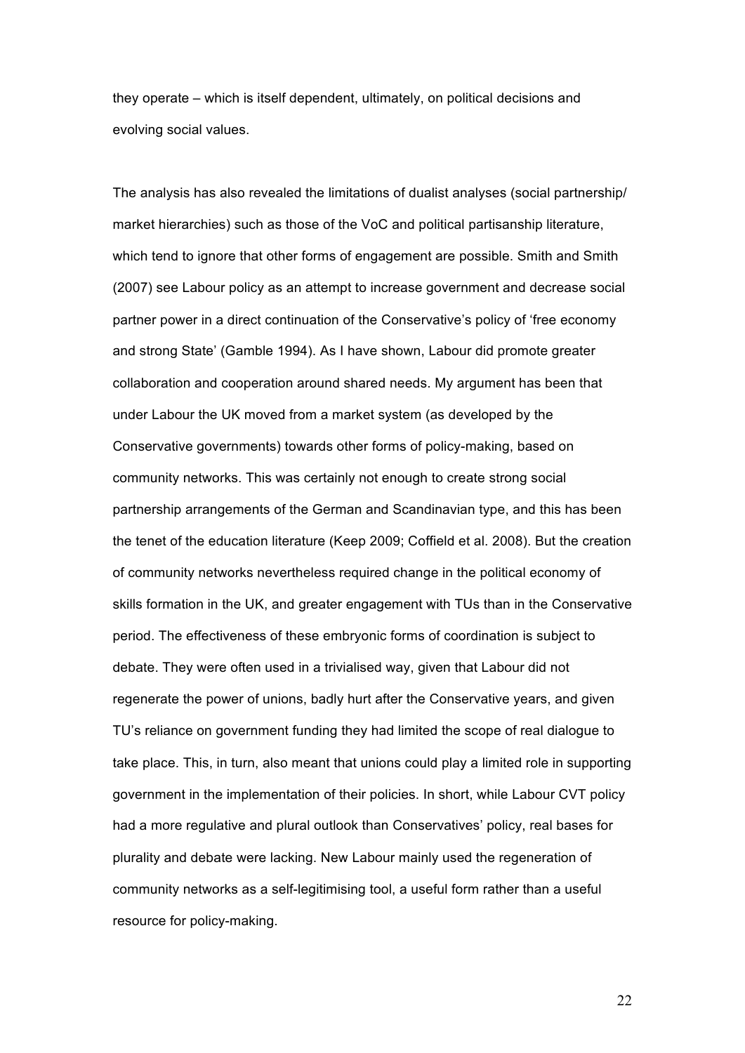they operate – which is itself dependent, ultimately, on political decisions and evolving social values.

The analysis has also revealed the limitations of dualist analyses (social partnership/ market hierarchies) such as those of the VoC and political partisanship literature, which tend to ignore that other forms of engagement are possible. Smith and Smith (2007) see Labour policy as an attempt to increase government and decrease social partner power in a direct continuation of the Conservative's policy of 'free economy and strong State' (Gamble 1994). As I have shown, Labour did promote greater collaboration and cooperation around shared needs. My argument has been that under Labour the UK moved from a market system (as developed by the Conservative governments) towards other forms of policy-making, based on community networks. This was certainly not enough to create strong social partnership arrangements of the German and Scandinavian type, and this has been the tenet of the education literature (Keep 2009; Coffield et al. 2008). But the creation of community networks nevertheless required change in the political economy of skills formation in the UK, and greater engagement with TUs than in the Conservative period. The effectiveness of these embryonic forms of coordination is subject to debate. They were often used in a trivialised way, given that Labour did not regenerate the power of unions, badly hurt after the Conservative years, and given TU's reliance on government funding they had limited the scope of real dialogue to take place. This, in turn, also meant that unions could play a limited role in supporting government in the implementation of their policies. In short, while Labour CVT policy had a more regulative and plural outlook than Conservatives' policy, real bases for plurality and debate were lacking. New Labour mainly used the regeneration of community networks as a self-legitimising tool, a useful form rather than a useful resource for policy-making.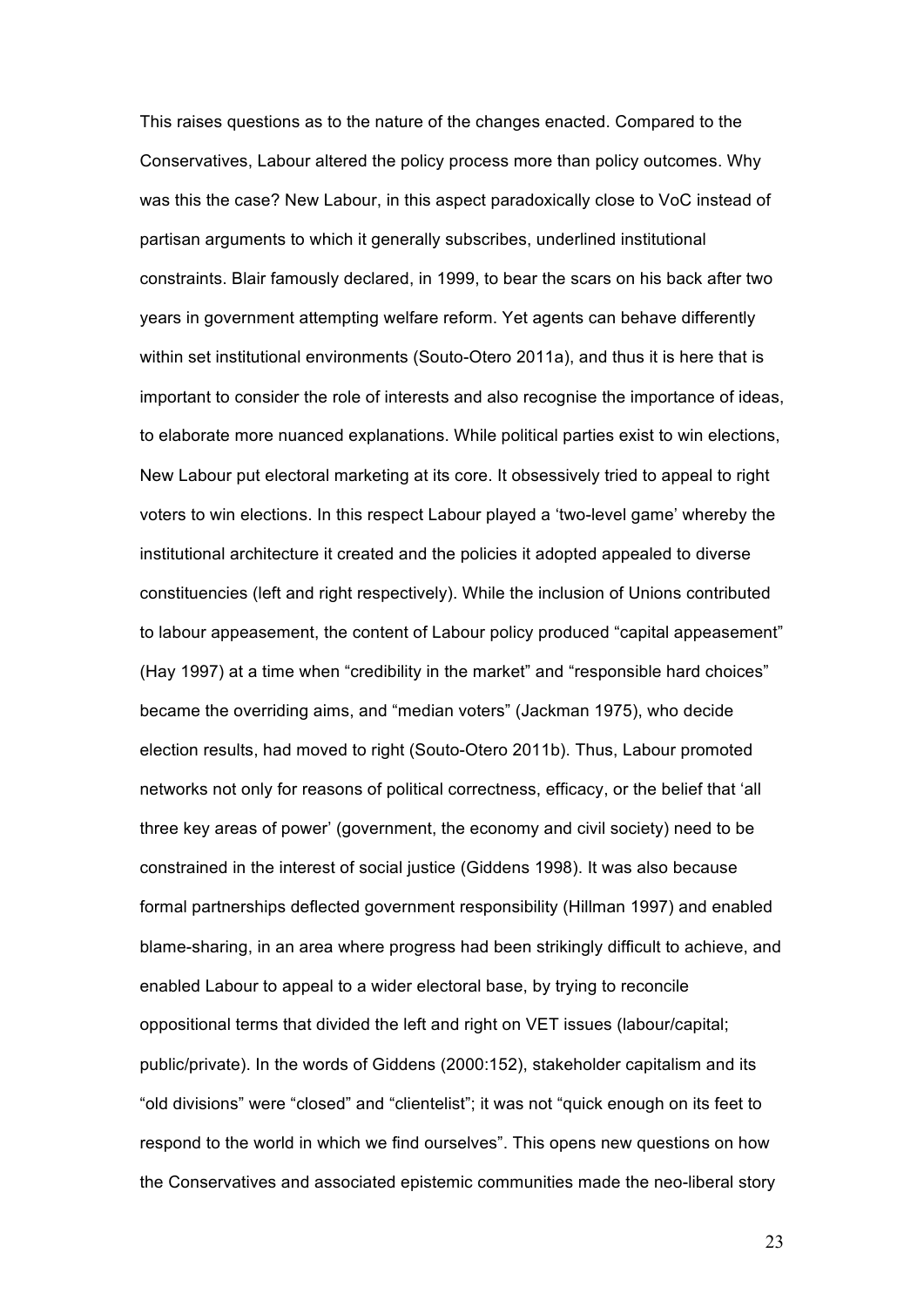This raises questions as to the nature of the changes enacted. Compared to the Conservatives, Labour altered the policy process more than policy outcomes. Why was this the case? New Labour, in this aspect paradoxically close to VoC instead of partisan arguments to which it generally subscribes, underlined institutional constraints. Blair famously declared, in 1999, to bear the scars on his back after two years in government attempting welfare reform. Yet agents can behave differently within set institutional environments (Souto-Otero 2011a), and thus it is here that is important to consider the role of interests and also recognise the importance of ideas, to elaborate more nuanced explanations. While political parties exist to win elections, New Labour put electoral marketing at its core. It obsessively tried to appeal to right voters to win elections. In this respect Labour played a 'two-level game' whereby the institutional architecture it created and the policies it adopted appealed to diverse constituencies (left and right respectively). While the inclusion of Unions contributed to labour appeasement, the content of Labour policy produced "capital appeasement" (Hay 1997) at a time when "credibility in the market" and "responsible hard choices" became the overriding aims, and "median voters" (Jackman 1975), who decide election results, had moved to right (Souto-Otero 2011b). Thus, Labour promoted networks not only for reasons of political correctness, efficacy, or the belief that 'all three key areas of power' (government, the economy and civil society) need to be constrained in the interest of social justice (Giddens 1998). It was also because formal partnerships deflected government responsibility (Hillman 1997) and enabled blame-sharing, in an area where progress had been strikingly difficult to achieve, and enabled Labour to appeal to a wider electoral base, by trying to reconcile oppositional terms that divided the left and right on VET issues (labour/capital; public/private). In the words of Giddens (2000:152), stakeholder capitalism and its "old divisions" were "closed" and "clientelist"; it was not "quick enough on its feet to respond to the world in which we find ourselves". This opens new questions on how the Conservatives and associated epistemic communities made the neo-liberal story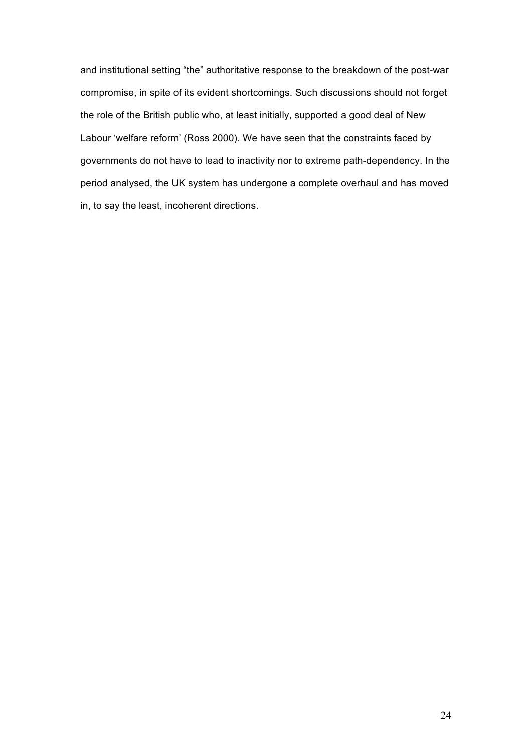and institutional setting “the” authoritative response to the breakdown of the post-war compromise, in spite of its evident shortcomings. Such discussions should not forget the role of the British public who, at least initially, supported a good deal of New Labour ‘welfare reform’ (Ross 2000). We have seen that the constraints faced by governments do not have to lead to inactivity nor to extreme path-dependency. In the period analysed, the UK system has undergone a complete overhaul and has moved in, to say the least, incoherent directions.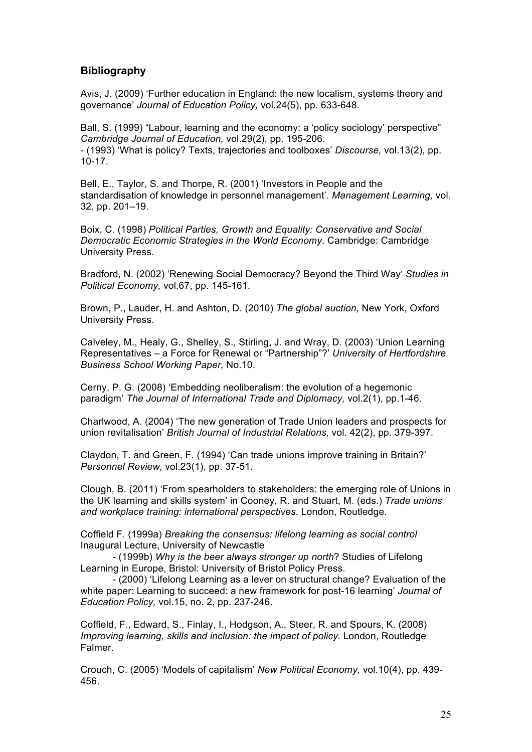## Bibliography

Avis, J. (2009) 'Further education in England: the new localism, systems theory and governance' *Journal of Education Policy,* vol.24(5), pp. 633-648.

Ball, S. (1999) "Labour, learning and the economy: a 'policy sociology' perspective" *Cambridge Journal of Education,* vol.29(2), pp. 195-206.
- (1993) 'What is policy? Texts, trajectories and toolboxes' *Discourse,* vol.13(2), pp. 10-17.

Bell, E., Taylor, S. and Thorpe, R. (2001) 'Investors in People and the standardisation of knowledge in personnel management'. *Management Learning,* vol. 32, pp. 201–19.

Boix, C. (1998) *Political Parties, Growth and Equality: Conservative and Social Democratic Economic Strategies in the World Economy*. Cambridge: Cambridge University Press.

Bradford, N. (2002) 'Renewing Social Democracy? Beyond the Third Way' *Studies in Political Economy,* vol.67, pp. 145-161.

Brown, P., Lauder, H. and Ashton, D. (2010) *The global auction,* New York, Oxford University Press.

Calveley, M., Healy, G., Shelley, S., Stirling, J. and Wray, D. (2003) 'Union Learning Representatives – a Force for Renewal or "Partnership"?' *University of Hertfordshire Business School Working Paper,* No.10.

Cerny, P. G. (2008) 'Embedding neoliberalism: the evolution of a hegemonic paradigm' *The Journal of International Trade and Diplomacy,* vol.2(1), pp.1-46.

Charlwood, A. (2004) 'The new generation of Trade Union leaders and prospects for union revitalisation' *British Journal of Industrial Relations,* vol. 42(2), pp. 379-397.

Claydon, T. and Green, F. (1994) 'Can trade unions improve training in Britain?' *Personnel Review,* vol.23(1), pp. 37-51.

Clough, B. (2011) 'From spearholders to stakeholders: the emerging role of Unions in the UK learning and skills system' in Cooney, R. and Stuart, M. (eds.) *Trade unions and workplace training: international perspectives*. London, Routledge.

Coffield F. (1999a) *Breaking the consensus: lifelong learning as social control* Inaugural Lecture, University of Newcastle
- (1999b) *Why is the beer always stronger up north*? Studies of Lifelong Learning in Europe, Bristol: University of Bristol Policy Press.
- (2000) 'Lifelong Learning as a lever on structural change? Evaluation of the white paper: Learning to succeed: a new framework for post-16 learning' *Journal of Education Policy,* vol.15, no. 2, pp. 237-246.

Coffield, F., Edward, S., Finlay, I., Hodgson, A., Steer, R. and Spours, K. (2008) *Improving learning, skills and inclusion: the impact of policy*. London, Routledge Falmer.

Crouch, C. (2005) 'Models of capitalism' *New Political Economy,* vol.10(4), pp. 439-456.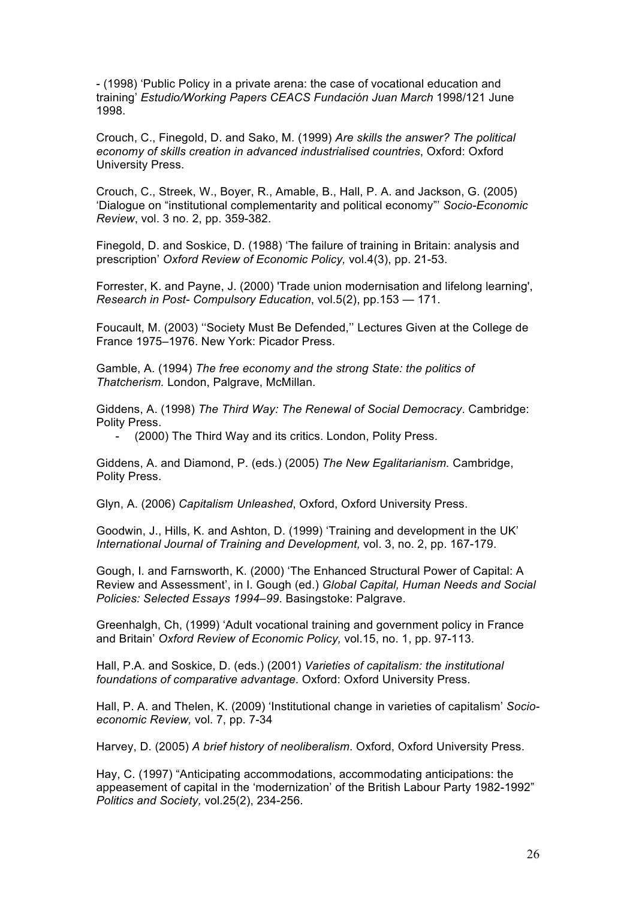- (1998) 'Public Policy in a private arena: the case of vocational education and training' *Estudio/Working Papers CEACS Fundación Juan March* 1998/121 June 1998.

Crouch, C., Finegold, D. and Sako, M. (1999) *Are skills the answer? The political economy of skills creation in advanced industrialised countries*, Oxford: Oxford University Press.

Crouch, C., Streek, W., Boyer, R., Amable, B., Hall, P. A. and Jackson, G. (2005) 'Dialogue on "institutional complementarity and political economy"' *Socio-Economic Review*, vol. 3 no. 2, pp. 359-382.

Finegold, D. and Soskice, D. (1988) 'The failure of training in Britain: analysis and prescription' *Oxford Review of Economic Policy,* vol.4(3), pp. 21-53.

Forrester, K. and Payne, J. (2000) 'Trade union modernisation and lifelong learning', *Research in Post- Compulsory Education*, vol.5(2), pp.153 — 171.

Foucault, M. (2003) ''Society Must Be Defended,'' Lectures Given at the College de France 1975–1976. New York: Picador Press.

Gamble, A. (1994) *The free economy and the strong State: the politics of Thatcherism.* London, Palgrave, McMillan.

Giddens, A. (1998) *The Third Way: The Renewal of Social Democracy*. Cambridge: Polity Press.

- (2000) The Third Way and its critics. London, Polity Press.

Giddens, A. and Diamond, P. (eds.) (2005) *The New Egalitarianism.* Cambridge, Polity Press.

Glyn, A. (2006) *Capitalism Unleashed*, Oxford, Oxford University Press.

Goodwin, J., Hills, K. and Ashton, D. (1999) 'Training and development in the UK' *International Journal of Training and Development,* vol. 3, no. 2, pp. 167-179.

Gough, I. and Farnsworth, K. (2000) 'The Enhanced Structural Power of Capital: A Review and Assessment', in I. Gough (ed.) *Global Capital, Human Needs and Social Policies: Selected Essays 1994–99*. Basingstoke: Palgrave.

Greenhalgh, Ch, (1999) 'Adult vocational training and government policy in France and Britain' *Oxford Review of Economic Policy,* vol.15, no. 1, pp. 97-113.

Hall, P.A. and Soskice, D. (eds.) (2001) *Varieties of capitalism: the institutional foundations of comparative advantage.* Oxford: Oxford University Press.

Hall, P. A. and Thelen, K. (2009) 'Institutional change in varieties of capitalism' *Socio-economic Review,* vol. 7, pp. 7-34

Harvey, D. (2005) *A brief history of neoliberalism*. Oxford, Oxford University Press.

Hay, C. (1997) "Anticipating accommodations, accommodating anticipations: the appeasement of capital in the 'modernization' of the British Labour Party 1982-1992" *Politics and Society,* vol.25(2), 234-256.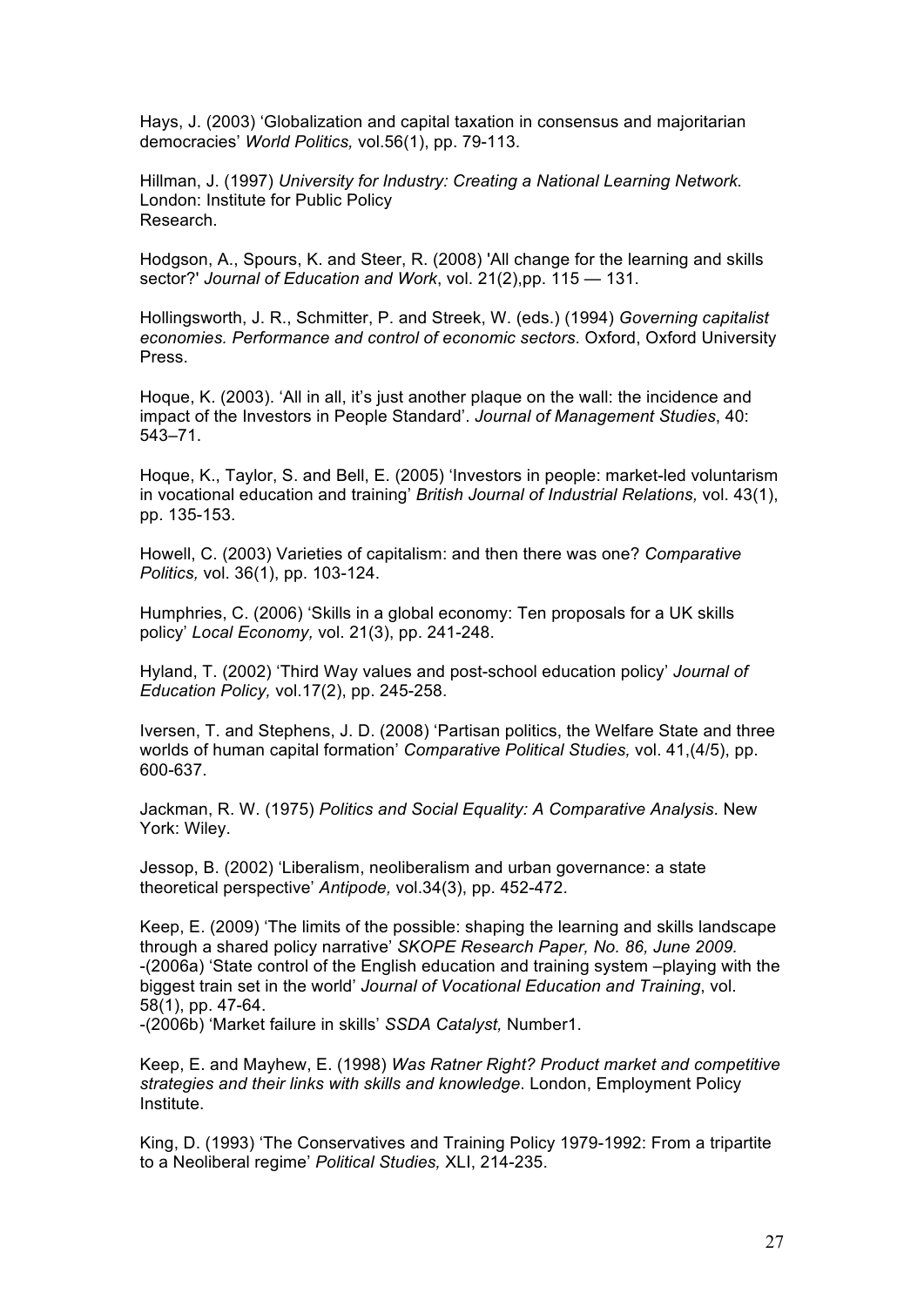Hays, J. (2003) 'Globalization and capital taxation in consensus and majoritarian democracies' *World Politics,* vol.56(1), pp. 79-113.

Hillman, J. (1997) *University for Industry: Creating a National Learning Network.* London: Institute for Public Policy Research.

Hodgson, A., Spours, K. and Steer, R. (2008) 'All change for the learning and skills sector?' *Journal of Education and Work*, vol. 21(2),pp. 115 — 131.

Hollingsworth, J. R., Schmitter, P. and Streek, W. (eds.) (1994) *Governing capitalist economies. Performance and control of economic sectors*. Oxford, Oxford University Press.

Hoque, K. (2003). 'All in all, it's just another plaque on the wall: the incidence and impact of the Investors in People Standard'. *Journal of Management Studies*, 40: 543–71.

Hoque, K., Taylor, S. and Bell, E. (2005) 'Investors in people: market-led voluntarism in vocational education and training' *British Journal of Industrial Relations,* vol. 43(1), pp. 135-153.

Howell, C. (2003) Varieties of capitalism: and then there was one? *Comparative Politics,* vol. 36(1), pp. 103-124.

Humphries, C. (2006) 'Skills in a global economy: Ten proposals for a UK skills policy' *Local Economy,* vol. 21(3), pp. 241-248.

Hyland, T. (2002) 'Third Way values and post-school education policy' *Journal of Education Policy,* vol.17(2), pp. 245-258.

Iversen, T. and Stephens, J. D. (2008) 'Partisan politics, the Welfare State and three worlds of human capital formation' *Comparative Political Studies,* vol. 41,(4/5), pp. 600-637.

Jackman, R. W. (1975) *Politics and Social Equality: A Comparative Analysis*. New York: Wiley.

Jessop, B. (2002) 'Liberalism, neoliberalism and urban governance: a state theoretical perspective' *Antipode,* vol.34(3), pp. 452-472.

Keep, E. (2009) 'The limits of the possible: shaping the learning and skills landscape through a shared policy narrative' *SKOPE Research Paper, No. 86, June 2009.*
-(2006a) 'State control of the English education and training system –playing with the biggest train set in the world' *Journal of Vocational Education and Training*, vol. 58(1), pp. 47-64.
-(2006b) 'Market failure in skills' *SSDA Catalyst,* Number1.

Keep, E. and Mayhew, E. (1998) *Was Ratner Right? Product market and competitive strategies and their links with skills and knowledge*. London, Employment Policy Institute.

King, D. (1993) 'The Conservatives and Training Policy 1979-1992: From a tripartite to a Neoliberal regime' *Political Studies,* XLI, 214-235.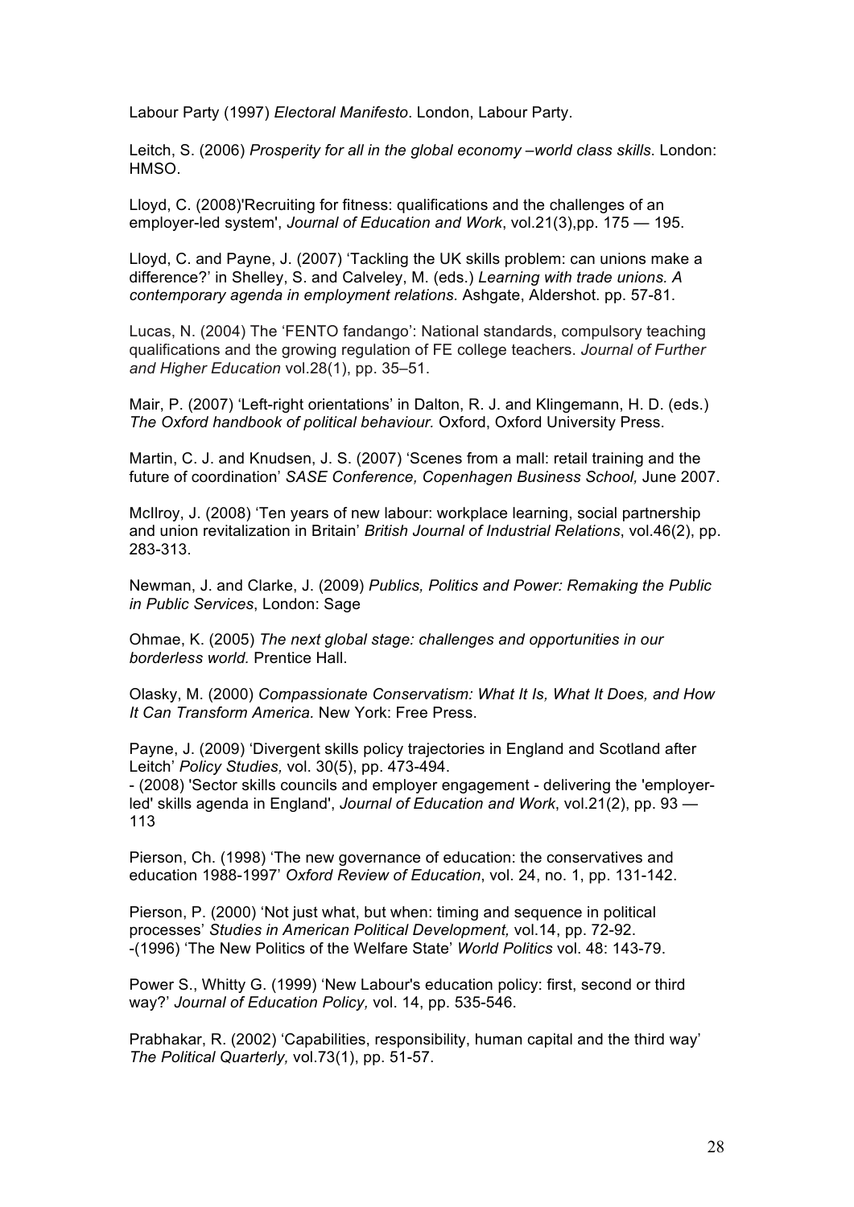Labour Party (1997) *Electoral Manifesto*. London, Labour Party.

Leitch, S. (2006) *Prosperity for all in the global economy –world class skills*. London: HMSO.

Lloyd, C. (2008)'Recruiting for fitness: qualifications and the challenges of an employer-led system', *Journal of Education and Work*, vol.21(3),pp. 175 — 195.

Lloyd, C. and Payne, J. (2007) 'Tackling the UK skills problem: can unions make a difference?' in Shelley, S. and Calveley, M. (eds.) *Learning with trade unions. A contemporary agenda in employment relations.* Ashgate, Aldershot. pp. 57-81.

Lucas, N. (2004) The 'FENTO fandango': National standards, compulsory teaching qualifications and the growing regulation of FE college teachers. *Journal of Further and Higher Education* vol.28(1), pp. 35–51.

Mair, P. (2007) 'Left-right orientations' in Dalton, R. J. and Klingemann, H. D. (eds.) *The Oxford handbook of political behaviour.* Oxford, Oxford University Press.

Martin, C. J. and Knudsen, J. S. (2007) 'Scenes from a mall: retail training and the future of coordination' *SASE Conference, Copenhagen Business School,* June 2007.

McIlroy, J. (2008) 'Ten years of new labour: workplace learning, social partnership and union revitalization in Britain' *British Journal of Industrial Relations*, vol.46(2), pp. 283-313.

Newman, J. and Clarke, J. (2009) *Publics, Politics and Power: Remaking the Public in Public Services*, London: Sage

Ohmae, K. (2005) *The next global stage: challenges and opportunities in our borderless world.* Prentice Hall.

Olasky, M. (2000) *Compassionate Conservatism: What It Is, What It Does, and How It Can Transform America.* New York: Free Press.

Payne, J. (2009) 'Divergent skills policy trajectories in England and Scotland after Leitch' *Policy Studies,* vol. 30(5), pp. 473-494.
- (2008) 'Sector skills councils and employer engagement - delivering the 'employer-led' skills agenda in England', *Journal of Education and Work*, vol.21(2), pp. 93 — 113

Pierson, Ch. (1998) 'The new governance of education: the conservatives and education 1988-1997' *Oxford Review of Education*, vol. 24, no. 1, pp. 131-142.

Pierson, P. (2000) 'Not just what, but when: timing and sequence in political processes' *Studies in American Political Development,* vol.14, pp. 72-92.
-(1996) 'The New Politics of the Welfare State' *World Politics* vol. 48: 143-79.

Power S., Whitty G. (1999) 'New Labour's education policy: first, second or third way?' *Journal of Education Policy,* vol. 14, pp. 535-546.

Prabhakar, R. (2002) 'Capabilities, responsibility, human capital and the third way' *The Political Quarterly,* vol.73(1), pp. 51-57.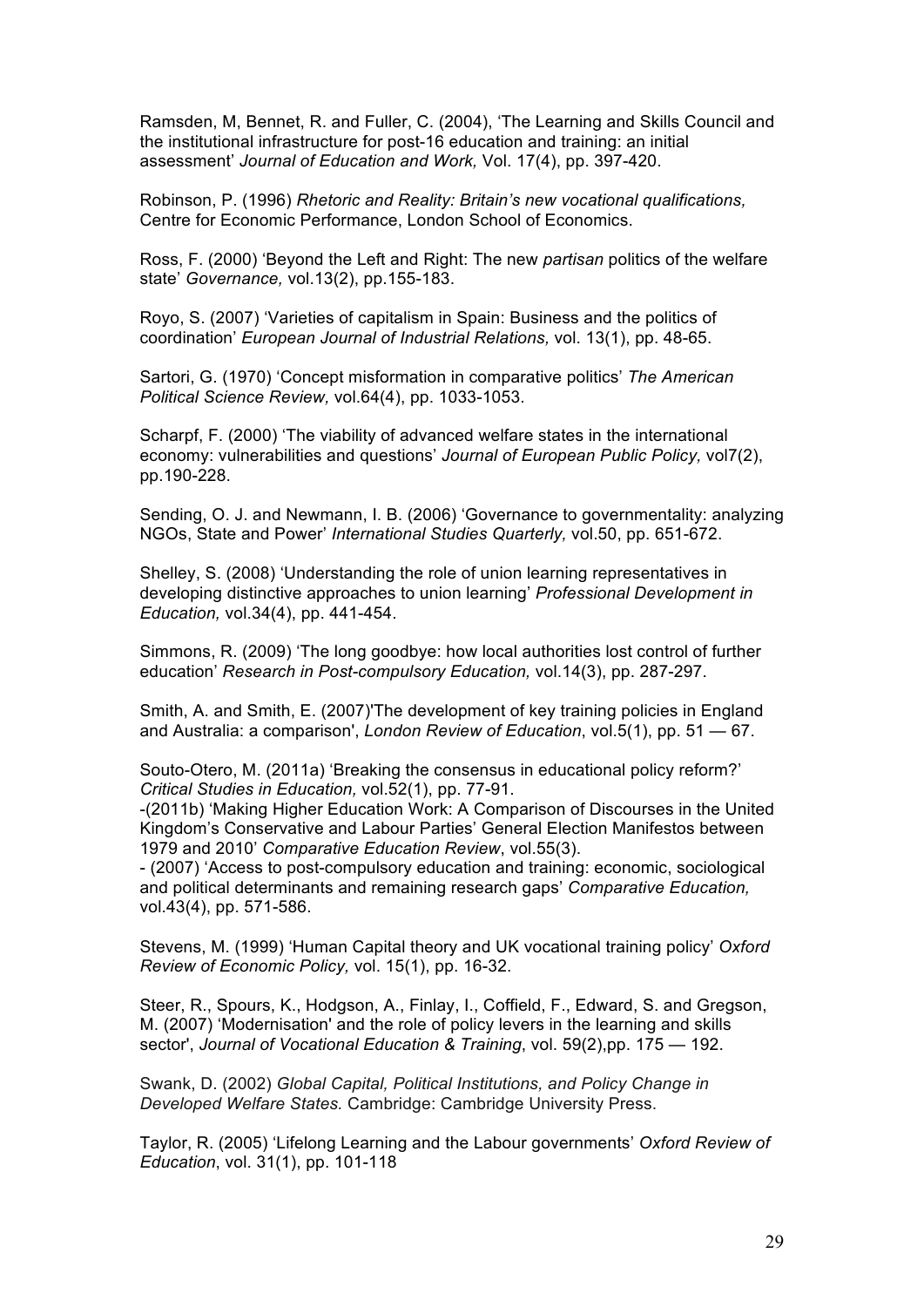Ramsden, M, Bennet, R. and Fuller, C. (2004), 'The Learning and Skills Council and the institutional infrastructure for post-16 education and training: an initial assessment' *Journal of Education and Work,* Vol. 17(4), pp. 397-420.

Robinson, P. (1996) *Rhetoric and Reality: Britain's new vocational qualifications,* Centre for Economic Performance, London School of Economics.

Ross, F. (2000) 'Beyond the Left and Right: The new *partisan* politics of the welfare state' *Governance,* vol.13(2), pp.155-183.

Royo, S. (2007) 'Varieties of capitalism in Spain: Business and the politics of coordination' *European Journal of Industrial Relations,* vol. 13(1), pp. 48-65.

Sartori, G. (1970) 'Concept misformation in comparative politics' *The American Political Science Review,* vol.64(4), pp. 1033-1053.

Scharpf, F. (2000) 'The viability of advanced welfare states in the international economy: vulnerabilities and questions' *Journal of European Public Policy,* vol7(2), pp.190-228.

Sending, O. J. and Newmann, I. B. (2006) 'Governance to governmentality: analyzing NGOs, State and Power' *International Studies Quarterly,* vol.50, pp. 651-672.

Shelley, S. (2008) 'Understanding the role of union learning representatives in developing distinctive approaches to union learning' *Professional Development in Education,* vol.34(4), pp. 441-454.

Simmons, R. (2009) 'The long goodbye: how local authorities lost control of further education' *Research in Post-compulsory Education,* vol.14(3), pp. 287-297.

Smith, A. and Smith, E. (2007)'The development of key training policies in England and Australia: a comparison', *London Review of Education*, vol.5(1), pp. 51 — 67.

Souto-Otero, M. (2011a) 'Breaking the consensus in educational policy reform?' *Critical Studies in Education,* vol.52(1), pp. 77-91.
-(2011b) 'Making Higher Education Work: A Comparison of Discourses in the United Kingdom's Conservative and Labour Parties' General Election Manifestos between 1979 and 2010' *Comparative Education Review*, vol.55(3).
- (2007) 'Access to post-compulsory education and training: economic, sociological and political determinants and remaining research gaps' *Comparative Education,* vol.43(4), pp. 571-586.

Stevens, M. (1999) 'Human Capital theory and UK vocational training policy' *Oxford Review of Economic Policy,* vol. 15(1), pp. 16-32.

Steer, R., Spours, K., Hodgson, A., Finlay, I., Coffield, F., Edward, S. and Gregson, M. (2007) 'Modernisation' and the role of policy levers in the learning and skills sector', *Journal of Vocational Education & Training*, vol. 59(2),pp. 175 — 192.

Swank, D. (2002) *Global Capital, Political Institutions, and Policy Change in Developed Welfare States.* Cambridge: Cambridge University Press.

Taylor, R. (2005) 'Lifelong Learning and the Labour governments' *Oxford Review of Education*, vol. 31(1), pp. 101-118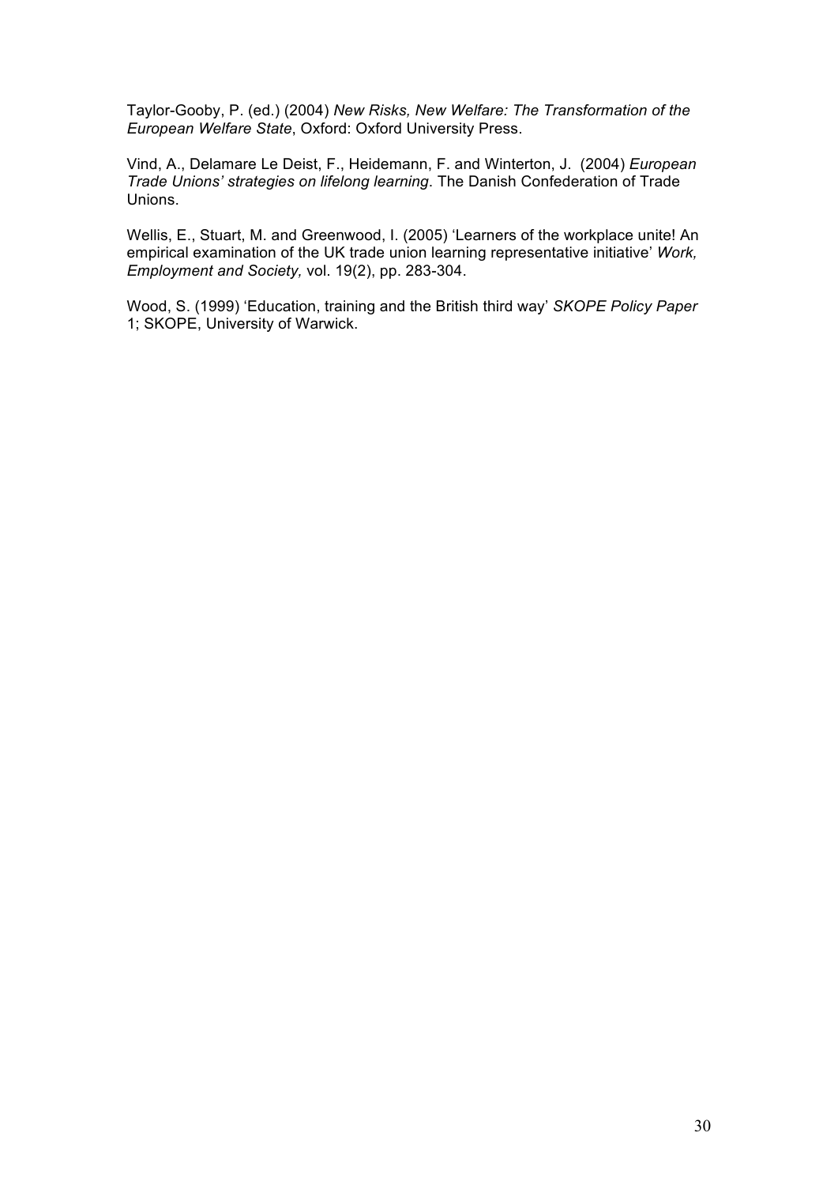Taylor-Gooby, P. (ed.) (2004) *New Risks, New Welfare: The Transformation of the European Welfare State*, Oxford: Oxford University Press.

Vind, A., Delamare Le Deist, F., Heidemann, F. and Winterton, J. (2004) *European Trade Unions' strategies on lifelong learning*. The Danish Confederation of Trade Unions.

Wellis, E., Stuart, M. and Greenwood, I. (2005) 'Learners of the workplace unite! An empirical examination of the UK trade union learning representative initiative' *Work, Employment and Society,* vol. 19(2), pp. 283-304.

Wood, S. (1999) 'Education, training and the British third way' *SKOPE Policy Paper* 1; SKOPE, University of Warwick.